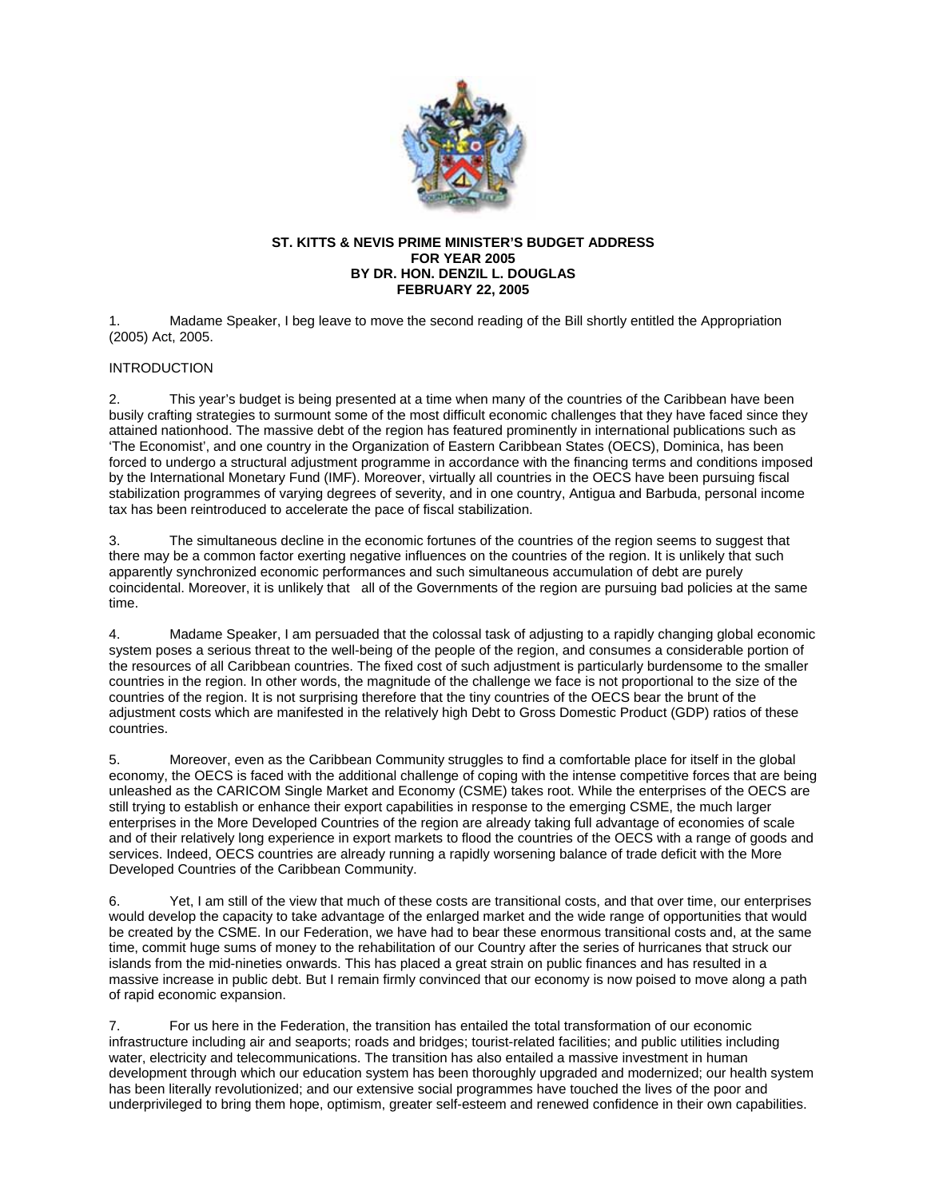**ST. KITTS & NEVIS PRIME MINISTER'S BUDGET ADDRESS**
**FOR YEAR 2005**
**BY DR. HON. DENZIL L. DOUGLAS**
**FEBRUARY 22, 2005**

1. Madame Speaker, I beg leave to move the second reading of the Bill shortly entitled the Appropriation (2005) Act, 2005.

INTRODUCTION

2. This year's budget is being presented at a time when many of the countries of the Caribbean have been busily crafting strategies to surmount some of the most difficult economic challenges that they have faced since they attained nationhood. The massive debt of the region has featured prominently in international publications such as 'The Economist', and one country in the Organization of Eastern Caribbean States (OECS), Dominica, has been forced to undergo a structural adjustment programme in accordance with the financing terms and conditions imposed by the International Monetary Fund (IMF). Moreover, virtually all countries in the OECS have been pursuing fiscal stabilization programmes of varying degrees of severity, and in one country, Antigua and Barbuda, personal income tax has been reintroduced to accelerate the pace of fiscal stabilization.

3. The simultaneous decline in the economic fortunes of the countries of the region seems to suggest that there may be a common factor exerting negative influences on the countries of the region. It is unlikely that such apparently synchronized economic performances and such simultaneous accumulation of debt are purely coincidental. Moreover, it is unlikely that all of the Governments of the region are pursuing bad policies at the same time.

4. Madame Speaker, I am persuaded that the colossal task of adjusting to a rapidly changing global economic system poses a serious threat to the well-being of the people of the region, and consumes a considerable portion of the resources of all Caribbean countries. The fixed cost of such adjustment is particularly burdensome to the smaller countries in the region. In other words, the magnitude of the challenge we face is not proportional to the size of the countries of the region. It is not surprising therefore that the tiny countries of the OECS bear the brunt of the adjustment costs which are manifested in the relatively high Debt to Gross Domestic Product (GDP) ratios of these countries.

5. Moreover, even as the Caribbean Community struggles to find a comfortable place for itself in the global economy, the OECS is faced with the additional challenge of coping with the intense competitive forces that are being unleashed as the CARICOM Single Market and Economy (CSME) takes root. While the enterprises of the OECS are still trying to establish or enhance their export capabilities in response to the emerging CSME, the much larger enterprises in the More Developed Countries of the region are already taking full advantage of economies of scale and of their relatively long experience in export markets to flood the countries of the OECS with a range of goods and services. Indeed, OECS countries are already running a rapidly worsening balance of trade deficit with the More Developed Countries of the Caribbean Community.

6. Yet, I am still of the view that much of these costs are transitional costs, and that over time, our enterprises would develop the capacity to take advantage of the enlarged market and the wide range of opportunities that would be created by the CSME. In our Federation, we have had to bear these enormous transitional costs and, at the same time, commit huge sums of money to the rehabilitation of our Country after the series of hurricanes that struck our islands from the mid-nineties onwards. This has placed a great strain on public finances and has resulted in a massive increase in public debt. But I remain firmly convinced that our economy is now poised to move along a path of rapid economic expansion.

7. For us here in the Federation, the transition has entailed the total transformation of our economic infrastructure including air and seaports; roads and bridges; tourist-related facilities; and public utilities including water, electricity and telecommunications. The transition has also entailed a massive investment in human development through which our education system has been thoroughly upgraded and modernized; our health system has been literally revolutionized; and our extensive social programmes have touched the lives of the poor and underprivileged to bring them hope, optimism, greater self-esteem and renewed confidence in their own capabilities.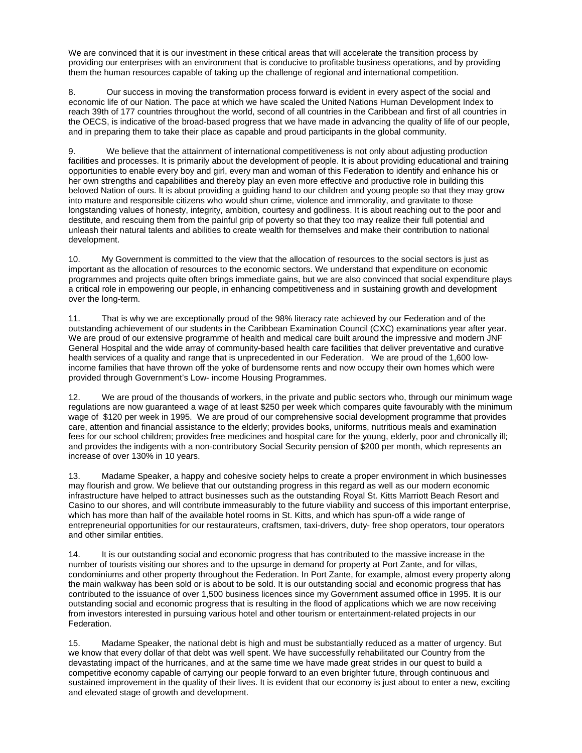We are convinced that it is our investment in these critical areas that will accelerate the transition process by providing our enterprises with an environment that is conducive to profitable business operations, and by providing them the human resources capable of taking up the challenge of regional and international competition.

8. Our success in moving the transformation process forward is evident in every aspect of the social and economic life of our Nation. The pace at which we have scaled the United Nations Human Development Index to reach 39th of 177 countries throughout the world, second of all countries in the Caribbean and first of all countries in the OECS, is indicative of the broad-based progress that we have made in advancing the quality of life of our people, and in preparing them to take their place as capable and proud participants in the global community.

9. We believe that the attainment of international competitiveness is not only about adjusting production facilities and processes. It is primarily about the development of people. It is about providing educational and training opportunities to enable every boy and girl, every man and woman of this Federation to identify and enhance his or her own strengths and capabilities and thereby play an even more effective and productive role in building this beloved Nation of ours. It is about providing a guiding hand to our children and young people so that they may grow into mature and responsible citizens who would shun crime, violence and immorality, and gravitate to those longstanding values of honesty, integrity, ambition, courtesy and godliness. It is about reaching out to the poor and destitute, and rescuing them from the painful grip of poverty so that they too may realize their full potential and unleash their natural talents and abilities to create wealth for themselves and make their contribution to national development.

10. My Government is committed to the view that the allocation of resources to the social sectors is just as important as the allocation of resources to the economic sectors. We understand that expenditure on economic programmes and projects quite often brings immediate gains, but we are also convinced that social expenditure plays a critical role in empowering our people, in enhancing competitiveness and in sustaining growth and development over the long-term.

11. That is why we are exceptionally proud of the 98% literacy rate achieved by our Federation and of the outstanding achievement of our students in the Caribbean Examination Council (CXC) examinations year after year. We are proud of our extensive programme of health and medical care built around the impressive and modern JNF General Hospital and the wide array of community-based health care facilities that deliver preventative and curative health services of a quality and range that is unprecedented in our Federation. We are proud of the 1,600 low-income families that have thrown off the yoke of burdensome rents and now occupy their own homes which were provided through Government's Low- income Housing Programmes.

12. We are proud of the thousands of workers, in the private and public sectors who, through our minimum wage regulations are now guaranteed a wage of at least \$250 per week which compares quite favourably with the minimum wage of \$120 per week in 1995. We are proud of our comprehensive social development programme that provides care, attention and financial assistance to the elderly; provides books, uniforms, nutritious meals and examination fees for our school children; provides free medicines and hospital care for the young, elderly, poor and chronically ill; and provides the indigents with a non-contributory Social Security pension of \$200 per month, which represents an increase of over 130% in 10 years.

13. Madame Speaker, a happy and cohesive society helps to create a proper environment in which businesses may flourish and grow. We believe that our outstanding progress in this regard as well as our modern economic infrastructure have helped to attract businesses such as the outstanding Royal St. Kitts Marriott Beach Resort and Casino to our shores, and will contribute immeasurably to the future viability and success of this important enterprise, which has more than half of the available hotel rooms in St. Kitts, and which has spun-off a wide range of entrepreneurial opportunities for our restaurateurs, craftsmen, taxi-drivers, duty- free shop operators, tour operators and other similar entities.

14. It is our outstanding social and economic progress that has contributed to the massive increase in the number of tourists visiting our shores and to the upsurge in demand for property at Port Zante, and for villas, condominiums and other property throughout the Federation. In Port Zante, for example, almost every property along the main walkway has been sold or is about to be sold. It is our outstanding social and economic progress that has contributed to the issuance of over 1,500 business licences since my Government assumed office in 1995. It is our outstanding social and economic progress that is resulting in the flood of applications which we are now receiving from investors interested in pursuing various hotel and other tourism or entertainment-related projects in our Federation.

15. Madame Speaker, the national debt is high and must be substantially reduced as a matter of urgency. But we know that every dollar of that debt was well spent. We have successfully rehabilitated our Country from the devastating impact of the hurricanes, and at the same time we have made great strides in our quest to build a competitive economy capable of carrying our people forward to an even brighter future, through continuous and sustained improvement in the quality of their lives. It is evident that our economy is just about to enter a new, exciting and elevated stage of growth and development.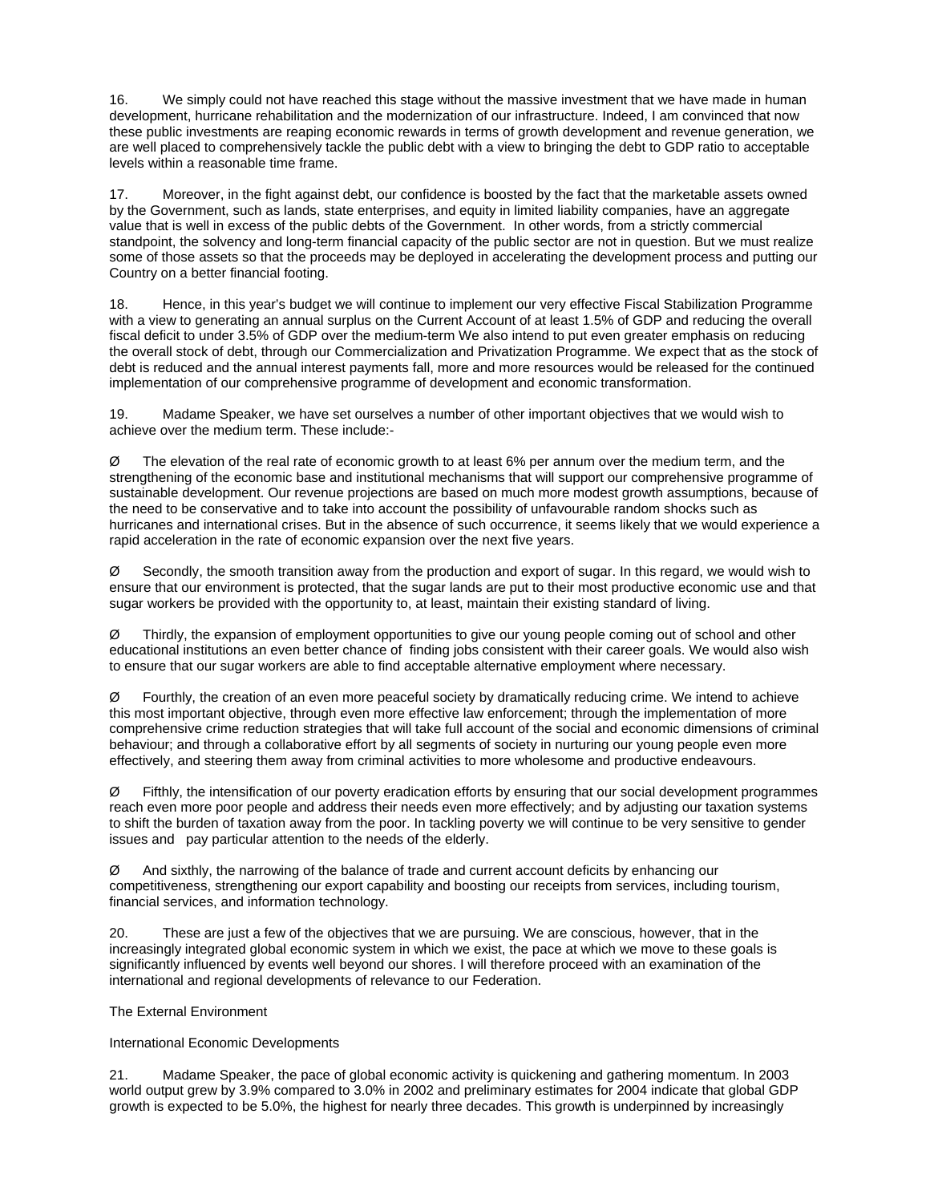16. We simply could not have reached this stage without the massive investment that we have made in human development, hurricane rehabilitation and the modernization of our infrastructure. Indeed, I am convinced that now these public investments are reaping economic rewards in terms of growth development and revenue generation, we are well placed to comprehensively tackle the public debt with a view to bringing the debt to GDP ratio to acceptable levels within a reasonable time frame.

17. Moreover, in the fight against debt, our confidence is boosted by the fact that the marketable assets owned by the Government, such as lands, state enterprises, and equity in limited liability companies, have an aggregate value that is well in excess of the public debts of the Government. In other words, from a strictly commercial standpoint, the solvency and long-term financial capacity of the public sector are not in question. But we must realize some of those assets so that the proceeds may be deployed in accelerating the development process and putting our Country on a better financial footing.

18. Hence, in this year's budget we will continue to implement our very effective Fiscal Stabilization Programme with a view to generating an annual surplus on the Current Account of at least 1.5% of GDP and reducing the overall fiscal deficit to under 3.5% of GDP over the medium-term We also intend to put even greater emphasis on reducing the overall stock of debt, through our Commercialization and Privatization Programme. We expect that as the stock of debt is reduced and the annual interest payments fall, more and more resources would be released for the continued implementation of our comprehensive programme of development and economic transformation.

19. Madame Speaker, we have set ourselves a number of other important objectives that we would wish to achieve over the medium term. These include:-

Ø The elevation of the real rate of economic growth to at least 6% per annum over the medium term, and the strengthening of the economic base and institutional mechanisms that will support our comprehensive programme of sustainable development. Our revenue projections are based on much more modest growth assumptions, because of the need to be conservative and to take into account the possibility of unfavourable random shocks such as hurricanes and international crises. But in the absence of such occurrence, it seems likely that we would experience a rapid acceleration in the rate of economic expansion over the next five years.

Ø Secondly, the smooth transition away from the production and export of sugar. In this regard, we would wish to ensure that our environment is protected, that the sugar lands are put to their most productive economic use and that sugar workers be provided with the opportunity to, at least, maintain their existing standard of living.

Ø Thirdly, the expansion of employment opportunities to give our young people coming out of school and other educational institutions an even better chance of finding jobs consistent with their career goals. We would also wish to ensure that our sugar workers are able to find acceptable alternative employment where necessary.

Ø Fourthly, the creation of an even more peaceful society by dramatically reducing crime. We intend to achieve this most important objective, through even more effective law enforcement; through the implementation of more comprehensive crime reduction strategies that will take full account of the social and economic dimensions of criminal behaviour; and through a collaborative effort by all segments of society in nurturing our young people even more effectively, and steering them away from criminal activities to more wholesome and productive endeavours.

Ø Fifthly, the intensification of our poverty eradication efforts by ensuring that our social development programmes reach even more poor people and address their needs even more effectively; and by adjusting our taxation systems to shift the burden of taxation away from the poor. In tackling poverty we will continue to be very sensitive to gender issues and pay particular attention to the needs of the elderly.

Ø And sixthly, the narrowing of the balance of trade and current account deficits by enhancing our competitiveness, strengthening our export capability and boosting our receipts from services, including tourism, financial services, and information technology.

20. These are just a few of the objectives that we are pursuing. We are conscious, however, that in the increasingly integrated global economic system in which we exist, the pace at which we move to these goals is significantly influenced by events well beyond our shores. I will therefore proceed with an examination of the international and regional developments of relevance to our Federation.

## The External Environment

### International Economic Developments

21. Madame Speaker, the pace of global economic activity is quickening and gathering momentum. In 2003 world output grew by 3.9% compared to 3.0% in 2002 and preliminary estimates for 2004 indicate that global GDP growth is expected to be 5.0%, the highest for nearly three decades. This growth is underpinned by increasingly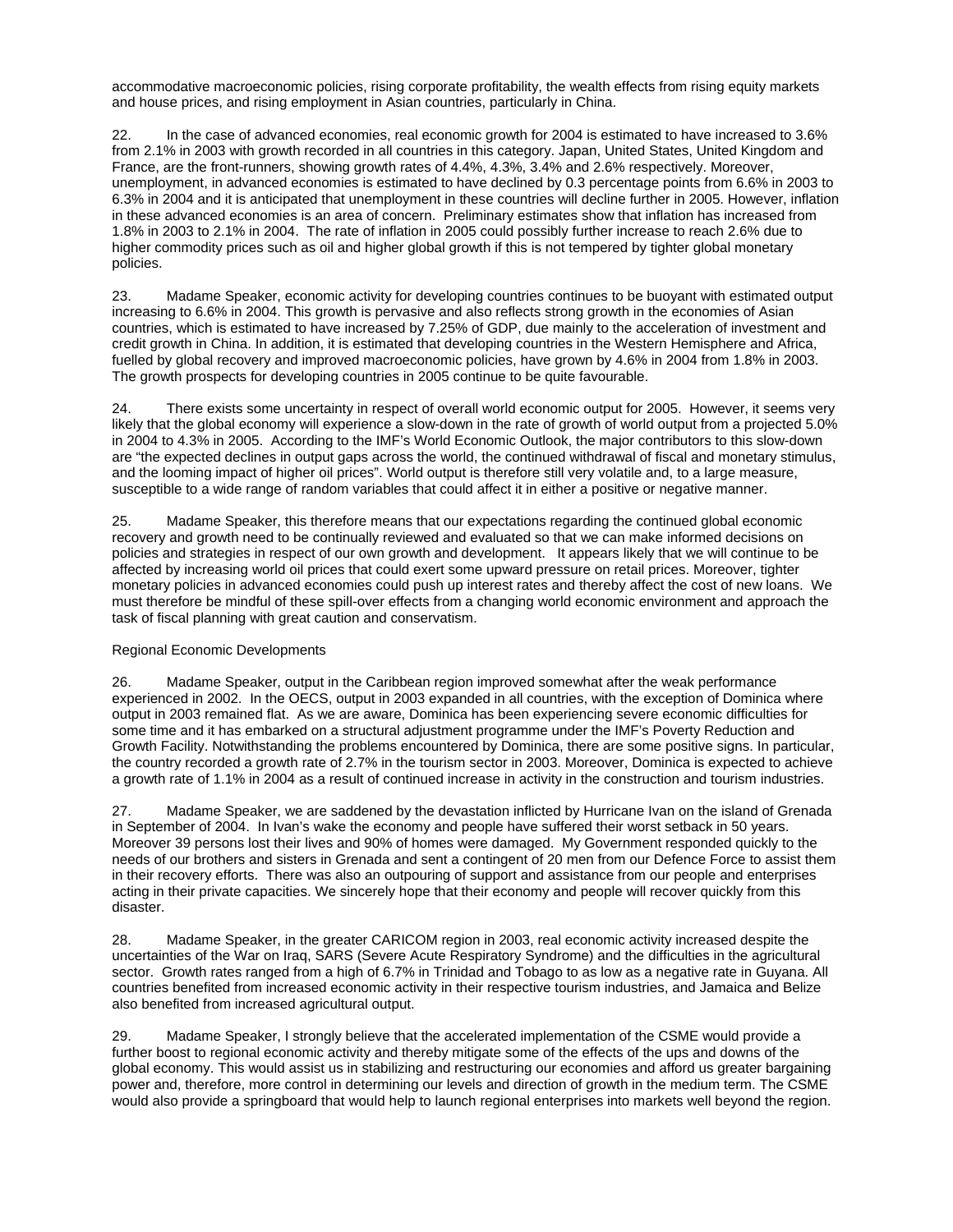accommodative macroeconomic policies, rising corporate profitability, the wealth effects from rising equity markets and house prices, and rising employment in Asian countries, particularly in China.

22. In the case of advanced economies, real economic growth for 2004 is estimated to have increased to 3.6% from 2.1% in 2003 with growth recorded in all countries in this category. Japan, United States, United Kingdom and France, are the front-runners, showing growth rates of 4.4%, 4.3%, 3.4% and 2.6% respectively. Moreover, unemployment, in advanced economies is estimated to have declined by 0.3 percentage points from 6.6% in 2003 to 6.3% in 2004 and it is anticipated that unemployment in these countries will decline further in 2005. However, inflation in these advanced economies is an area of concern. Preliminary estimates show that inflation has increased from 1.8% in 2003 to 2.1% in 2004. The rate of inflation in 2005 could possibly further increase to reach 2.6% due to higher commodity prices such as oil and higher global growth if this is not tempered by tighter global monetary policies.

23. Madame Speaker, economic activity for developing countries continues to be buoyant with estimated output increasing to 6.6% in 2004. This growth is pervasive and also reflects strong growth in the economies of Asian countries, which is estimated to have increased by 7.25% of GDP, due mainly to the acceleration of investment and credit growth in China. In addition, it is estimated that developing countries in the Western Hemisphere and Africa, fuelled by global recovery and improved macroeconomic policies, have grown by 4.6% in 2004 from 1.8% in 2003. The growth prospects for developing countries in 2005 continue to be quite favourable.

24. There exists some uncertainty in respect of overall world economic output for 2005. However, it seems very likely that the global economy will experience a slow-down in the rate of growth of world output from a projected 5.0% in 2004 to 4.3% in 2005. According to the IMF's World Economic Outlook, the major contributors to this slow-down are "the expected declines in output gaps across the world, the continued withdrawal of fiscal and monetary stimulus, and the looming impact of higher oil prices". World output is therefore still very volatile and, to a large measure, susceptible to a wide range of random variables that could affect it in either a positive or negative manner.

25. Madame Speaker, this therefore means that our expectations regarding the continued global economic recovery and growth need to be continually reviewed and evaluated so that we can make informed decisions on policies and strategies in respect of our own growth and development. It appears likely that we will continue to be affected by increasing world oil prices that could exert some upward pressure on retail prices. Moreover, tighter monetary policies in advanced economies could push up interest rates and thereby affect the cost of new loans. We must therefore be mindful of these spill-over effects from a changing world economic environment and approach the task of fiscal planning with great caution and conservatism.

Regional Economic Developments

26. Madame Speaker, output in the Caribbean region improved somewhat after the weak performance experienced in 2002. In the OECS, output in 2003 expanded in all countries, with the exception of Dominica where output in 2003 remained flat. As we are aware, Dominica has been experiencing severe economic difficulties for some time and it has embarked on a structural adjustment programme under the IMF's Poverty Reduction and Growth Facility. Notwithstanding the problems encountered by Dominica, there are some positive signs. In particular, the country recorded a growth rate of 2.7% in the tourism sector in 2003. Moreover, Dominica is expected to achieve a growth rate of 1.1% in 2004 as a result of continued increase in activity in the construction and tourism industries.

27. Madame Speaker, we are saddened by the devastation inflicted by Hurricane Ivan on the island of Grenada in September of 2004. In Ivan's wake the economy and people have suffered their worst setback in 50 years. Moreover 39 persons lost their lives and 90% of homes were damaged. My Government responded quickly to the needs of our brothers and sisters in Grenada and sent a contingent of 20 men from our Defence Force to assist them in their recovery efforts. There was also an outpouring of support and assistance from our people and enterprises acting in their private capacities. We sincerely hope that their economy and people will recover quickly from this disaster.

28. Madame Speaker, in the greater CARICOM region in 2003, real economic activity increased despite the uncertainties of the War on Iraq, SARS (Severe Acute Respiratory Syndrome) and the difficulties in the agricultural sector. Growth rates ranged from a high of 6.7% in Trinidad and Tobago to as low as a negative rate in Guyana. All countries benefited from increased economic activity in their respective tourism industries, and Jamaica and Belize also benefited from increased agricultural output.

29. Madame Speaker, I strongly believe that the accelerated implementation of the CSME would provide a further boost to regional economic activity and thereby mitigate some of the effects of the ups and downs of the global economy. This would assist us in stabilizing and restructuring our economies and afford us greater bargaining power and, therefore, more control in determining our levels and direction of growth in the medium term. The CSME would also provide a springboard that would help to launch regional enterprises into markets well beyond the region.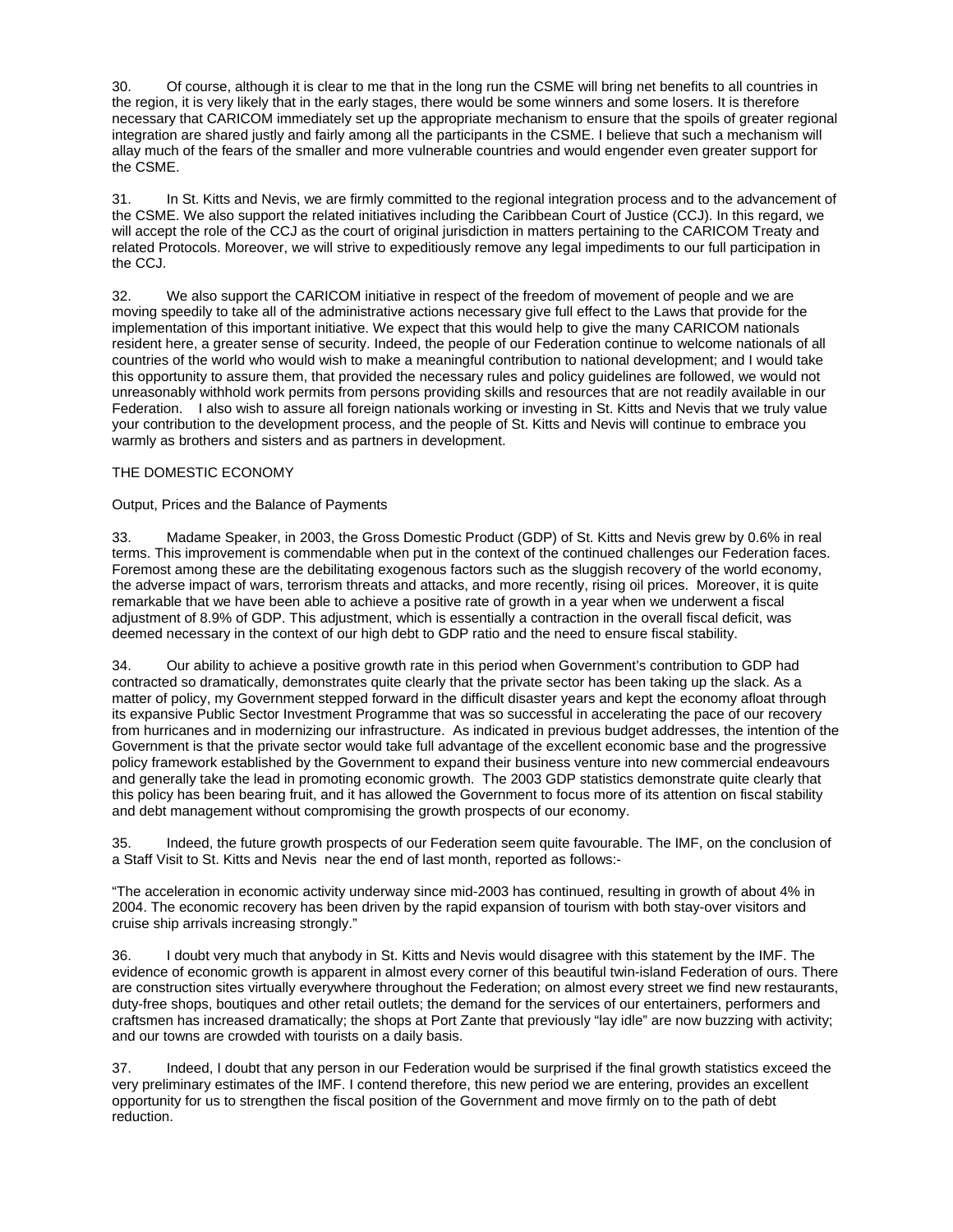30. Of course, although it is clear to me that in the long run the CSME will bring net benefits to all countries in the region, it is very likely that in the early stages, there would be some winners and some losers. It is therefore necessary that CARICOM immediately set up the appropriate mechanism to ensure that the spoils of greater regional integration are shared justly and fairly among all the participants in the CSME. I believe that such a mechanism will allay much of the fears of the smaller and more vulnerable countries and would engender even greater support for the CSME.

31. In St. Kitts and Nevis, we are firmly committed to the regional integration process and to the advancement of the CSME. We also support the related initiatives including the Caribbean Court of Justice (CCJ). In this regard, we will accept the role of the CCJ as the court of original jurisdiction in matters pertaining to the CARICOM Treaty and related Protocols. Moreover, we will strive to expeditiously remove any legal impediments to our full participation in the CCJ.

32. We also support the CARICOM initiative in respect of the freedom of movement of people and we are moving speedily to take all of the administrative actions necessary give full effect to the Laws that provide for the implementation of this important initiative. We expect that this would help to give the many CARICOM nationals resident here, a greater sense of security. Indeed, the people of our Federation continue to welcome nationals of all countries of the world who would wish to make a meaningful contribution to national development; and I would take this opportunity to assure them, that provided the necessary rules and policy guidelines are followed, we would not unreasonably withhold work permits from persons providing skills and resources that are not readily available in our Federation. I also wish to assure all foreign nationals working or investing in St. Kitts and Nevis that we truly value your contribution to the development process, and the people of St. Kitts and Nevis will continue to embrace you warmly as brothers and sisters and as partners in development.

## THE DOMESTIC ECONOMY

### Output, Prices and the Balance of Payments

33. Madame Speaker, in 2003, the Gross Domestic Product (GDP) of St. Kitts and Nevis grew by 0.6% in real terms. This improvement is commendable when put in the context of the continued challenges our Federation faces. Foremost among these are the debilitating exogenous factors such as the sluggish recovery of the world economy, the adverse impact of wars, terrorism threats and attacks, and more recently, rising oil prices. Moreover, it is quite remarkable that we have been able to achieve a positive rate of growth in a year when we underwent a fiscal adjustment of 8.9% of GDP. This adjustment, which is essentially a contraction in the overall fiscal deficit, was deemed necessary in the context of our high debt to GDP ratio and the need to ensure fiscal stability.

34. Our ability to achieve a positive growth rate in this period when Government's contribution to GDP had contracted so dramatically, demonstrates quite clearly that the private sector has been taking up the slack. As a matter of policy, my Government stepped forward in the difficult disaster years and kept the economy afloat through its expansive Public Sector Investment Programme that was so successful in accelerating the pace of our recovery from hurricanes and in modernizing our infrastructure. As indicated in previous budget addresses, the intention of the Government is that the private sector would take full advantage of the excellent economic base and the progressive policy framework established by the Government to expand their business venture into new commercial endeavours and generally take the lead in promoting economic growth. The 2003 GDP statistics demonstrate quite clearly that this policy has been bearing fruit, and it has allowed the Government to focus more of its attention on fiscal stability and debt management without compromising the growth prospects of our economy.

35. Indeed, the future growth prospects of our Federation seem quite favourable. The IMF, on the conclusion of a Staff Visit to St. Kitts and Nevis near the end of last month, reported as follows:-

"The acceleration in economic activity underway since mid-2003 has continued, resulting in growth of about 4% in 2004. The economic recovery has been driven by the rapid expansion of tourism with both stay-over visitors and cruise ship arrivals increasing strongly."

36. I doubt very much that anybody in St. Kitts and Nevis would disagree with this statement by the IMF. The evidence of economic growth is apparent in almost every corner of this beautiful twin-island Federation of ours. There are construction sites virtually everywhere throughout the Federation; on almost every street we find new restaurants, duty-free shops, boutiques and other retail outlets; the demand for the services of our entertainers, performers and craftsmen has increased dramatically; the shops at Port Zante that previously "lay idle" are now buzzing with activity; and our towns are crowded with tourists on a daily basis.

37. Indeed, I doubt that any person in our Federation would be surprised if the final growth statistics exceed the very preliminary estimates of the IMF. I contend therefore, this new period we are entering, provides an excellent opportunity for us to strengthen the fiscal position of the Government and move firmly on to the path of debt reduction.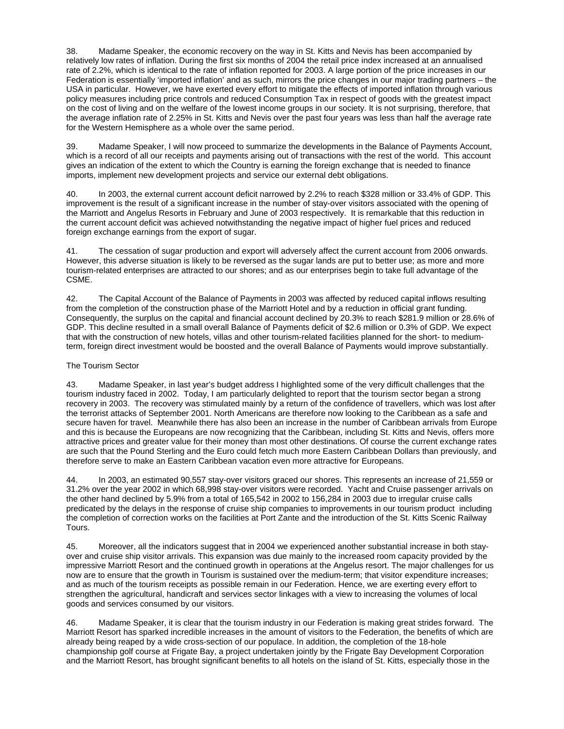38. Madame Speaker, the economic recovery on the way in St. Kitts and Nevis has been accompanied by relatively low rates of inflation. During the first six months of 2004 the retail price index increased at an annualised rate of 2.2%, which is identical to the rate of inflation reported for 2003. A large portion of the price increases in our Federation is essentially 'imported inflation' and as such, mirrors the price changes in our major trading partners – the USA in particular. However, we have exerted every effort to mitigate the effects of imported inflation through various policy measures including price controls and reduced Consumption Tax in respect of goods with the greatest impact on the cost of living and on the welfare of the lowest income groups in our society. It is not surprising, therefore, that the average inflation rate of 2.25% in St. Kitts and Nevis over the past four years was less than half the average rate for the Western Hemisphere as a whole over the same period.

39. Madame Speaker, I will now proceed to summarize the developments in the Balance of Payments Account, which is a record of all our receipts and payments arising out of transactions with the rest of the world. This account gives an indication of the extent to which the Country is earning the foreign exchange that is needed to finance imports, implement new development projects and service our external debt obligations.

40. In 2003, the external current account deficit narrowed by 2.2% to reach $328 million or 33.4% of GDP. This improvement is the result of a significant increase in the number of stay-over visitors associated with the opening of the Marriott and Angelus Resorts in February and June of 2003 respectively. It is remarkable that this reduction in the current account deficit was achieved notwithstanding the negative impact of higher fuel prices and reduced foreign exchange earnings from the export of sugar.

41. The cessation of sugar production and export will adversely affect the current account from 2006 onwards. However, this adverse situation is likely to be reversed as the sugar lands are put to better use; as more and more tourism-related enterprises are attracted to our shores; and as our enterprises begin to take full advantage of the CSME.

42. The Capital Account of the Balance of Payments in 2003 was affected by reduced capital inflows resulting from the completion of the construction phase of the Marriott Hotel and by a reduction in official grant funding. Consequently, the surplus on the capital and financial account declined by 20.3% to reach $281.9 million or 28.6% of GDP. This decline resulted in a small overall Balance of Payments deficit of $2.6 million or 0.3% of GDP. We expect that with the construction of new hotels, villas and other tourism-related facilities planned for the short- to medium-term, foreign direct investment would be boosted and the overall Balance of Payments would improve substantially.

## The Tourism Sector

43. Madame Speaker, in last year's budget address I highlighted some of the very difficult challenges that the tourism industry faced in 2002. Today, I am particularly delighted to report that the tourism sector began a strong recovery in 2003. The recovery was stimulated mainly by a return of the confidence of travellers, which was lost after the terrorist attacks of September 2001. North Americans are therefore now looking to the Caribbean as a safe and secure haven for travel. Meanwhile there has also been an increase in the number of Caribbean arrivals from Europe and this is because the Europeans are now recognizing that the Caribbean, including St. Kitts and Nevis, offers more attractive prices and greater value for their money than most other destinations. Of course the current exchange rates are such that the Pound Sterling and the Euro could fetch much more Eastern Caribbean Dollars than previously, and therefore serve to make an Eastern Caribbean vacation even more attractive for Europeans.

44. In 2003, an estimated 90,557 stay-over visitors graced our shores. This represents an increase of 21,559 or 31.2% over the year 2002 in which 68,998 stay-over visitors were recorded. Yacht and Cruise passenger arrivals on the other hand declined by 5.9% from a total of 165,542 in 2002 to 156,284 in 2003 due to irregular cruise calls predicated by the delays in the response of cruise ship companies to improvements in our tourism product including the completion of correction works on the facilities at Port Zante and the introduction of the St. Kitts Scenic Railway Tours.

45. Moreover, all the indicators suggest that in 2004 we experienced another substantial increase in both stay-over and cruise ship visitor arrivals. This expansion was due mainly to the increased room capacity provided by the impressive Marriott Resort and the continued growth in operations at the Angelus resort. The major challenges for us now are to ensure that the growth in Tourism is sustained over the medium-term; that visitor expenditure increases; and as much of the tourism receipts as possible remain in our Federation. Hence, we are exerting every effort to strengthen the agricultural, handicraft and services sector linkages with a view to increasing the volumes of local goods and services consumed by our visitors.

46. Madame Speaker, it is clear that the tourism industry in our Federation is making great strides forward. The Marriott Resort has sparked incredible increases in the amount of visitors to the Federation, the benefits of which are already being reaped by a wide cross-section of our populace. In addition, the completion of the 18-hole championship golf course at Frigate Bay, a project undertaken jointly by the Frigate Bay Development Corporation and the Marriott Resort, has brought significant benefits to all hotels on the island of St. Kitts, especially those in the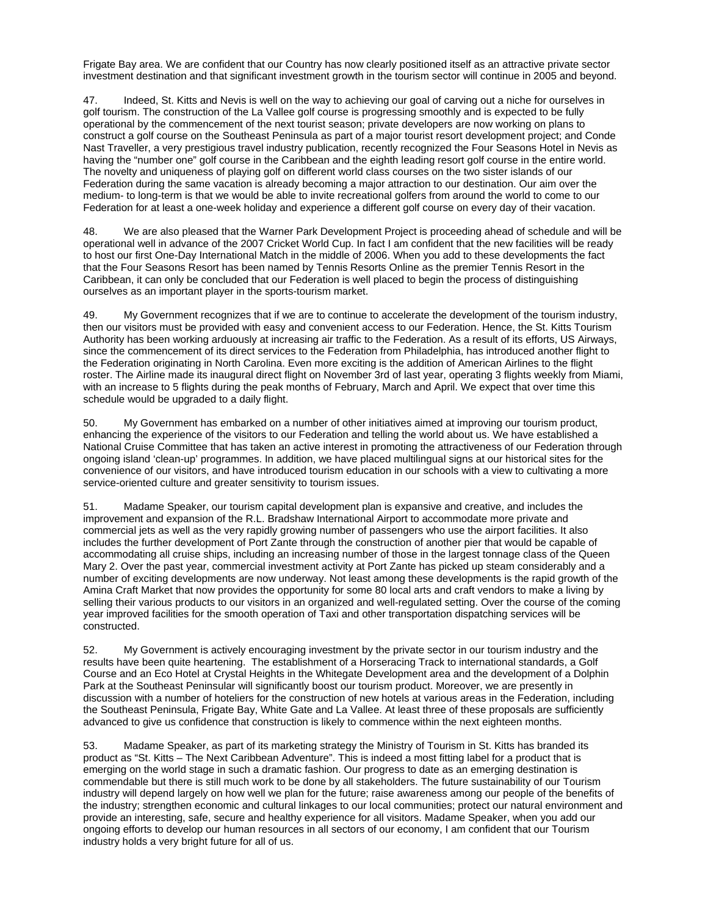Frigate Bay area. We are confident that our Country has now clearly positioned itself as an attractive private sector investment destination and that significant investment growth in the tourism sector will continue in 2005 and beyond.

47. Indeed, St. Kitts and Nevis is well on the way to achieving our goal of carving out a niche for ourselves in golf tourism. The construction of the La Vallee golf course is progressing smoothly and is expected to be fully operational by the commencement of the next tourist season; private developers are now working on plans to construct a golf course on the Southeast Peninsula as part of a major tourist resort development project; and Conde Nast Traveller, a very prestigious travel industry publication, recently recognized the Four Seasons Hotel in Nevis as having the "number one" golf course in the Caribbean and the eighth leading resort golf course in the entire world. The novelty and uniqueness of playing golf on different world class courses on the two sister islands of our Federation during the same vacation is already becoming a major attraction to our destination. Our aim over the medium- to long-term is that we would be able to invite recreational golfers from around the world to come to our Federation for at least a one-week holiday and experience a different golf course on every day of their vacation.

48. We are also pleased that the Warner Park Development Project is proceeding ahead of schedule and will be operational well in advance of the 2007 Cricket World Cup. In fact I am confident that the new facilities will be ready to host our first One-Day International Match in the middle of 2006. When you add to these developments the fact that the Four Seasons Resort has been named by Tennis Resorts Online as the premier Tennis Resort in the Caribbean, it can only be concluded that our Federation is well placed to begin the process of distinguishing ourselves as an important player in the sports-tourism market.

49. My Government recognizes that if we are to continue to accelerate the development of the tourism industry, then our visitors must be provided with easy and convenient access to our Federation. Hence, the St. Kitts Tourism Authority has been working arduously at increasing air traffic to the Federation. As a result of its efforts, US Airways, since the commencement of its direct services to the Federation from Philadelphia, has introduced another flight to the Federation originating in North Carolina. Even more exciting is the addition of American Airlines to the flight roster. The Airline made its inaugural direct flight on November 3rd of last year, operating 3 flights weekly from Miami, with an increase to 5 flights during the peak months of February, March and April. We expect that over time this schedule would be upgraded to a daily flight.

50. My Government has embarked on a number of other initiatives aimed at improving our tourism product, enhancing the experience of the visitors to our Federation and telling the world about us. We have established a National Cruise Committee that has taken an active interest in promoting the attractiveness of our Federation through ongoing island 'clean-up' programmes. In addition, we have placed multilingual signs at our historical sites for the convenience of our visitors, and have introduced tourism education in our schools with a view to cultivating a more service-oriented culture and greater sensitivity to tourism issues.

51. Madame Speaker, our tourism capital development plan is expansive and creative, and includes the improvement and expansion of the R.L. Bradshaw International Airport to accommodate more private and commercial jets as well as the very rapidly growing number of passengers who use the airport facilities. It also includes the further development of Port Zante through the construction of another pier that would be capable of accommodating all cruise ships, including an increasing number of those in the largest tonnage class of the Queen Mary 2. Over the past year, commercial investment activity at Port Zante has picked up steam considerably and a number of exciting developments are now underway. Not least among these developments is the rapid growth of the Amina Craft Market that now provides the opportunity for some 80 local arts and craft vendors to make a living by selling their various products to our visitors in an organized and well-regulated setting. Over the course of the coming year improved facilities for the smooth operation of Taxi and other transportation dispatching services will be constructed.

52. My Government is actively encouraging investment by the private sector in our tourism industry and the results have been quite heartening. The establishment of a Horseracing Track to international standards, a Golf Course and an Eco Hotel at Crystal Heights in the Whitegate Development area and the development of a Dolphin Park at the Southeast Peninsular will significantly boost our tourism product. Moreover, we are presently in discussion with a number of hoteliers for the construction of new hotels at various areas in the Federation, including the Southeast Peninsula, Frigate Bay, White Gate and La Vallee. At least three of these proposals are sufficiently advanced to give us confidence that construction is likely to commence within the next eighteen months.

53. Madame Speaker, as part of its marketing strategy the Ministry of Tourism in St. Kitts has branded its product as "St. Kitts – The Next Caribbean Adventure". This is indeed a most fitting label for a product that is emerging on the world stage in such a dramatic fashion. Our progress to date as an emerging destination is commendable but there is still much work to be done by all stakeholders. The future sustainability of our Tourism industry will depend largely on how well we plan for the future; raise awareness among our people of the benefits of the industry; strengthen economic and cultural linkages to our local communities; protect our natural environment and provide an interesting, safe, secure and healthy experience for all visitors. Madame Speaker, when you add our ongoing efforts to develop our human resources in all sectors of our economy, I am confident that our Tourism industry holds a very bright future for all of us.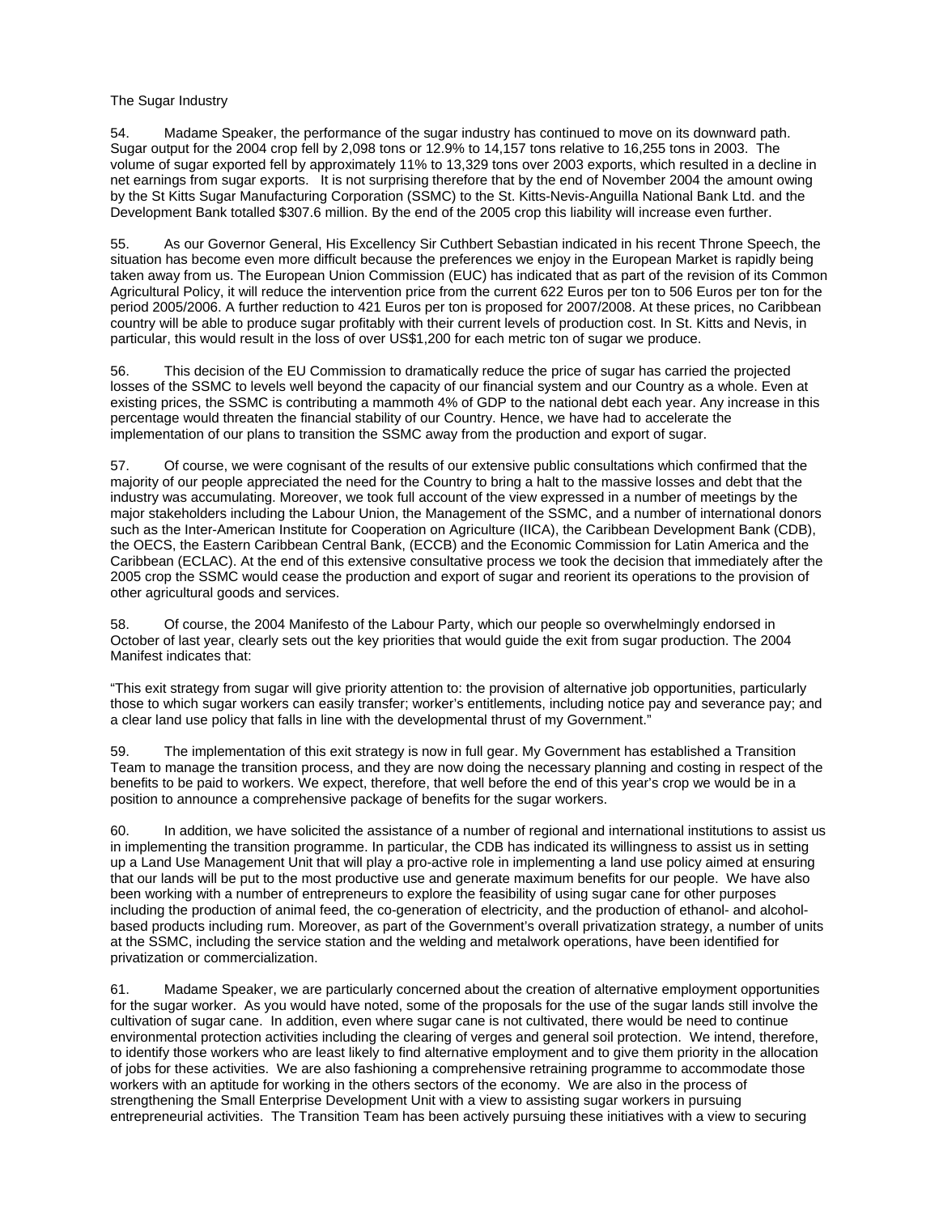The Sugar Industry

54. Madame Speaker, the performance of the sugar industry has continued to move on its downward path. Sugar output for the 2004 crop fell by 2,098 tons or 12.9% to 14,157 tons relative to 16,255 tons in 2003. The volume of sugar exported fell by approximately 11% to 13,329 tons over 2003 exports, which resulted in a decline in net earnings from sugar exports. It is not surprising therefore that by the end of November 2004 the amount owing by the St Kitts Sugar Manufacturing Corporation (SSMC) to the St. Kitts-Nevis-Anguilla National Bank Ltd. and the Development Bank totalled $307.6 million. By the end of the 2005 crop this liability will increase even further.

55. As our Governor General, His Excellency Sir Cuthbert Sebastian indicated in his recent Throne Speech, the situation has become even more difficult because the preferences we enjoy in the European Market is rapidly being taken away from us. The European Union Commission (EUC) has indicated that as part of the revision of its Common Agricultural Policy, it will reduce the intervention price from the current 622 Euros per ton to 506 Euros per ton for the period 2005/2006. A further reduction to 421 Euros per ton is proposed for 2007/2008. At these prices, no Caribbean country will be able to produce sugar profitably with their current levels of production cost. In St. Kitts and Nevis, in particular, this would result in the loss of over US$1,200 for each metric ton of sugar we produce.

56. This decision of the EU Commission to dramatically reduce the price of sugar has carried the projected losses of the SSMC to levels well beyond the capacity of our financial system and our Country as a whole. Even at existing prices, the SSMC is contributing a mammoth 4% of GDP to the national debt each year. Any increase in this percentage would threaten the financial stability of our Country. Hence, we have had to accelerate the implementation of our plans to transition the SSMC away from the production and export of sugar.

57. Of course, we were cognisant of the results of our extensive public consultations which confirmed that the majority of our people appreciated the need for the Country to bring a halt to the massive losses and debt that the industry was accumulating. Moreover, we took full account of the view expressed in a number of meetings by the major stakeholders including the Labour Union, the Management of the SSMC, and a number of international donors such as the Inter-American Institute for Cooperation on Agriculture (IICA), the Caribbean Development Bank (CDB), the OECS, the Eastern Caribbean Central Bank, (ECCB) and the Economic Commission for Latin America and the Caribbean (ECLAC). At the end of this extensive consultative process we took the decision that immediately after the 2005 crop the SSMC would cease the production and export of sugar and reorient its operations to the provision of other agricultural goods and services.

58. Of course, the 2004 Manifesto of the Labour Party, which our people so overwhelmingly endorsed in October of last year, clearly sets out the key priorities that would guide the exit from sugar production. The 2004 Manifest indicates that:

"This exit strategy from sugar will give priority attention to: the provision of alternative job opportunities, particularly those to which sugar workers can easily transfer; worker's entitlements, including notice pay and severance pay; and a clear land use policy that falls in line with the developmental thrust of my Government."

59. The implementation of this exit strategy is now in full gear. My Government has established a Transition Team to manage the transition process, and they are now doing the necessary planning and costing in respect of the benefits to be paid to workers. We expect, therefore, that well before the end of this year's crop we would be in a position to announce a comprehensive package of benefits for the sugar workers.

60. In addition, we have solicited the assistance of a number of regional and international institutions to assist us in implementing the transition programme. In particular, the CDB has indicated its willingness to assist us in setting up a Land Use Management Unit that will play a pro-active role in implementing a land use policy aimed at ensuring that our lands will be put to the most productive use and generate maximum benefits for our people. We have also been working with a number of entrepreneurs to explore the feasibility of using sugar cane for other purposes including the production of animal feed, the co-generation of electricity, and the production of ethanol- and alcohol-based products including rum. Moreover, as part of the Government's overall privatization strategy, a number of units at the SSMC, including the service station and the welding and metalwork operations, have been identified for privatization or commercialization.

61. Madame Speaker, we are particularly concerned about the creation of alternative employment opportunities for the sugar worker. As you would have noted, some of the proposals for the use of the sugar lands still involve the cultivation of sugar cane. In addition, even where sugar cane is not cultivated, there would be need to continue environmental protection activities including the clearing of verges and general soil protection. We intend, therefore, to identify those workers who are least likely to find alternative employment and to give them priority in the allocation of jobs for these activities. We are also fashioning a comprehensive retraining programme to accommodate those workers with an aptitude for working in the others sectors of the economy. We are also in the process of strengthening the Small Enterprise Development Unit with a view to assisting sugar workers in pursuing entrepreneurial activities. The Transition Team has been actively pursuing these initiatives with a view to securing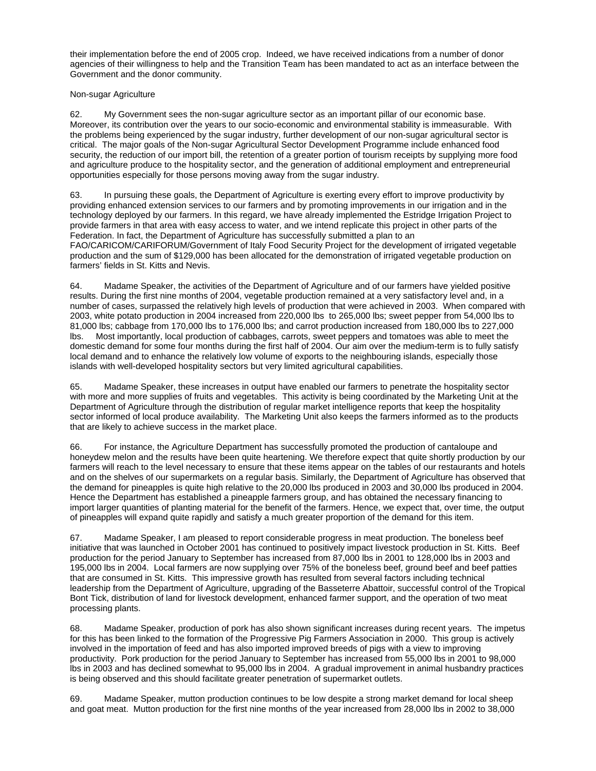their implementation before the end of 2005 crop. Indeed, we have received indications from a number of donor agencies of their willingness to help and the Transition Team has been mandated to act as an interface between the Government and the donor community.

Non-sugar Agriculture

62. My Government sees the non-sugar agriculture sector as an important pillar of our economic base. Moreover, its contribution over the years to our socio-economic and environmental stability is immeasurable. With the problems being experienced by the sugar industry, further development of our non-sugar agricultural sector is critical. The major goals of the Non-sugar Agricultural Sector Development Programme include enhanced food security, the reduction of our import bill, the retention of a greater portion of tourism receipts by supplying more food and agriculture produce to the hospitality sector, and the generation of additional employment and entrepreneurial opportunities especially for those persons moving away from the sugar industry.

63. In pursuing these goals, the Department of Agriculture is exerting every effort to improve productivity by providing enhanced extension services to our farmers and by promoting improvements in our irrigation and in the technology deployed by our farmers. In this regard, we have already implemented the Estridge Irrigation Project to provide farmers in that area with easy access to water, and we intend replicate this project in other parts of the Federation. In fact, the Department of Agriculture has successfully submitted a plan to an FAO/CARICOM/CARIFORUM/Government of Italy Food Security Project for the development of irrigated vegetable production and the sum of $129,000 has been allocated for the demonstration of irrigated vegetable production on farmers' fields in St. Kitts and Nevis.

64. Madame Speaker, the activities of the Department of Agriculture and of our farmers have yielded positive results. During the first nine months of 2004, vegetable production remained at a very satisfactory level and, in a number of cases, surpassed the relatively high levels of production that were achieved in 2003. When compared with 2003, white potato production in 2004 increased from 220,000 lbs to 265,000 lbs; sweet pepper from 54,000 lbs to 81,000 lbs; cabbage from 170,000 lbs to 176,000 lbs; and carrot production increased from 180,000 lbs to 227,000 lbs. Most importantly, local production of cabbages, carrots, sweet peppers and tomatoes was able to meet the domestic demand for some four months during the first half of 2004. Our aim over the medium-term is to fully satisfy local demand and to enhance the relatively low volume of exports to the neighbouring islands, especially those islands with well-developed hospitality sectors but very limited agricultural capabilities.

65. Madame Speaker, these increases in output have enabled our farmers to penetrate the hospitality sector with more and more supplies of fruits and vegetables. This activity is being coordinated by the Marketing Unit at the Department of Agriculture through the distribution of regular market intelligence reports that keep the hospitality sector informed of local produce availability. The Marketing Unit also keeps the farmers informed as to the products that are likely to achieve success in the market place.

66. For instance, the Agriculture Department has successfully promoted the production of cantaloupe and honeydew melon and the results have been quite heartening. We therefore expect that quite shortly production by our farmers will reach to the level necessary to ensure that these items appear on the tables of our restaurants and hotels and on the shelves of our supermarkets on a regular basis. Similarly, the Department of Agriculture has observed that the demand for pineapples is quite high relative to the 20,000 lbs produced in 2003 and 30,000 lbs produced in 2004. Hence the Department has established a pineapple farmers group, and has obtained the necessary financing to import larger quantities of planting material for the benefit of the farmers. Hence, we expect that, over time, the output of pineapples will expand quite rapidly and satisfy a much greater proportion of the demand for this item.

67. Madame Speaker, I am pleased to report considerable progress in meat production. The boneless beef initiative that was launched in October 2001 has continued to positively impact livestock production in St. Kitts. Beef production for the period January to September has increased from 87,000 lbs in 2001 to 128,000 lbs in 2003 and 195,000 lbs in 2004. Local farmers are now supplying over 75% of the boneless beef, ground beef and beef patties that are consumed in St. Kitts. This impressive growth has resulted from several factors including technical leadership from the Department of Agriculture, upgrading of the Basseterre Abattoir, successful control of the Tropical Bont Tick, distribution of land for livestock development, enhanced farmer support, and the operation of two meat processing plants.

68. Madame Speaker, production of pork has also shown significant increases during recent years. The impetus for this has been linked to the formation of the Progressive Pig Farmers Association in 2000. This group is actively involved in the importation of feed and has also imported improved breeds of pigs with a view to improving productivity. Pork production for the period January to September has increased from 55,000 lbs in 2001 to 98,000 lbs in 2003 and has declined somewhat to 95,000 lbs in 2004. A gradual improvement in animal husbandry practices is being observed and this should facilitate greater penetration of supermarket outlets.

69. Madame Speaker, mutton production continues to be low despite a strong market demand for local sheep and goat meat. Mutton production for the first nine months of the year increased from 28,000 lbs in 2002 to 38,000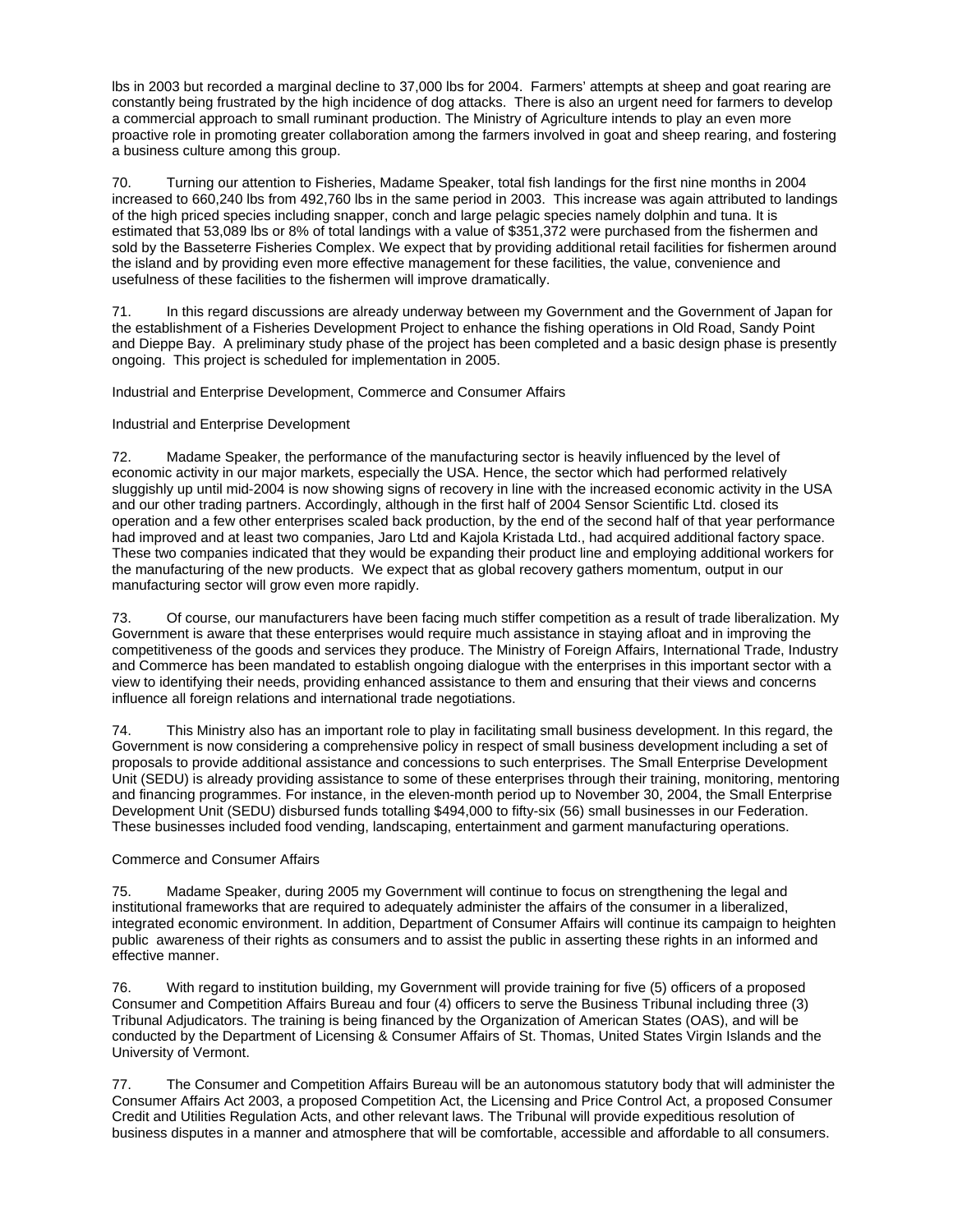lbs in 2003 but recorded a marginal decline to 37,000 lbs for 2004. Farmers' attempts at sheep and goat rearing are constantly being frustrated by the high incidence of dog attacks. There is also an urgent need for farmers to develop a commercial approach to small ruminant production. The Ministry of Agriculture intends to play an even more proactive role in promoting greater collaboration among the farmers involved in goat and sheep rearing, and fostering a business culture among this group.

70. Turning our attention to Fisheries, Madame Speaker, total fish landings for the first nine months in 2004 increased to 660,240 lbs from 492,760 lbs in the same period in 2003. This increase was again attributed to landings of the high priced species including snapper, conch and large pelagic species namely dolphin and tuna. It is estimated that 53,089 lbs or 8% of total landings with a value of $351,372 were purchased from the fishermen and sold by the Basseterre Fisheries Complex. We expect that by providing additional retail facilities for fishermen around the island and by providing even more effective management for these facilities, the value, convenience and usefulness of these facilities to the fishermen will improve dramatically.

71. In this regard discussions are already underway between my Government and the Government of Japan for the establishment of a Fisheries Development Project to enhance the fishing operations in Old Road, Sandy Point and Dieppe Bay. A preliminary study phase of the project has been completed and a basic design phase is presently ongoing. This project is scheduled for implementation in 2005.

## Industrial and Enterprise Development, Commerce and Consumer Affairs

### Industrial and Enterprise Development

72. Madame Speaker, the performance of the manufacturing sector is heavily influenced by the level of economic activity in our major markets, especially the USA. Hence, the sector which had performed relatively sluggishly up until mid-2004 is now showing signs of recovery in line with the increased economic activity in the USA and our other trading partners. Accordingly, although in the first half of 2004 Sensor Scientific Ltd. closed its operation and a few other enterprises scaled back production, by the end of the second half of that year performance had improved and at least two companies, Jaro Ltd and Kajola Kristada Ltd., had acquired additional factory space. These two companies indicated that they would be expanding their product line and employing additional workers for the manufacturing of the new products. We expect that as global recovery gathers momentum, output in our manufacturing sector will grow even more rapidly.

73. Of course, our manufacturers have been facing much stiffer competition as a result of trade liberalization. My Government is aware that these enterprises would require much assistance in staying afloat and in improving the competitiveness of the goods and services they produce. The Ministry of Foreign Affairs, International Trade, Industry and Commerce has been mandated to establish ongoing dialogue with the enterprises in this important sector with a view to identifying their needs, providing enhanced assistance to them and ensuring that their views and concerns influence all foreign relations and international trade negotiations.

74. This Ministry also has an important role to play in facilitating small business development. In this regard, the Government is now considering a comprehensive policy in respect of small business development including a set of proposals to provide additional assistance and concessions to such enterprises. The Small Enterprise Development Unit (SEDU) is already providing assistance to some of these enterprises through their training, monitoring, mentoring and financing programmes. For instance, in the eleven-month period up to November 30, 2004, the Small Enterprise Development Unit (SEDU) disbursed funds totalling $494,000 to fifty-six (56) small businesses in our Federation. These businesses included food vending, landscaping, entertainment and garment manufacturing operations.

### Commerce and Consumer Affairs

75. Madame Speaker, during 2005 my Government will continue to focus on strengthening the legal and institutional frameworks that are required to adequately administer the affairs of the consumer in a liberalized, integrated economic environment. In addition, Department of Consumer Affairs will continue its campaign to heighten public awareness of their rights as consumers and to assist the public in asserting these rights in an informed and effective manner.

76. With regard to institution building, my Government will provide training for five (5) officers of a proposed Consumer and Competition Affairs Bureau and four (4) officers to serve the Business Tribunal including three (3) Tribunal Adjudicators. The training is being financed by the Organization of American States (OAS), and will be conducted by the Department of Licensing & Consumer Affairs of St. Thomas, United States Virgin Islands and the University of Vermont.

77. The Consumer and Competition Affairs Bureau will be an autonomous statutory body that will administer the Consumer Affairs Act 2003, a proposed Competition Act, the Licensing and Price Control Act, a proposed Consumer Credit and Utilities Regulation Acts, and other relevant laws. The Tribunal will provide expeditious resolution of business disputes in a manner and atmosphere that will be comfortable, accessible and affordable to all consumers.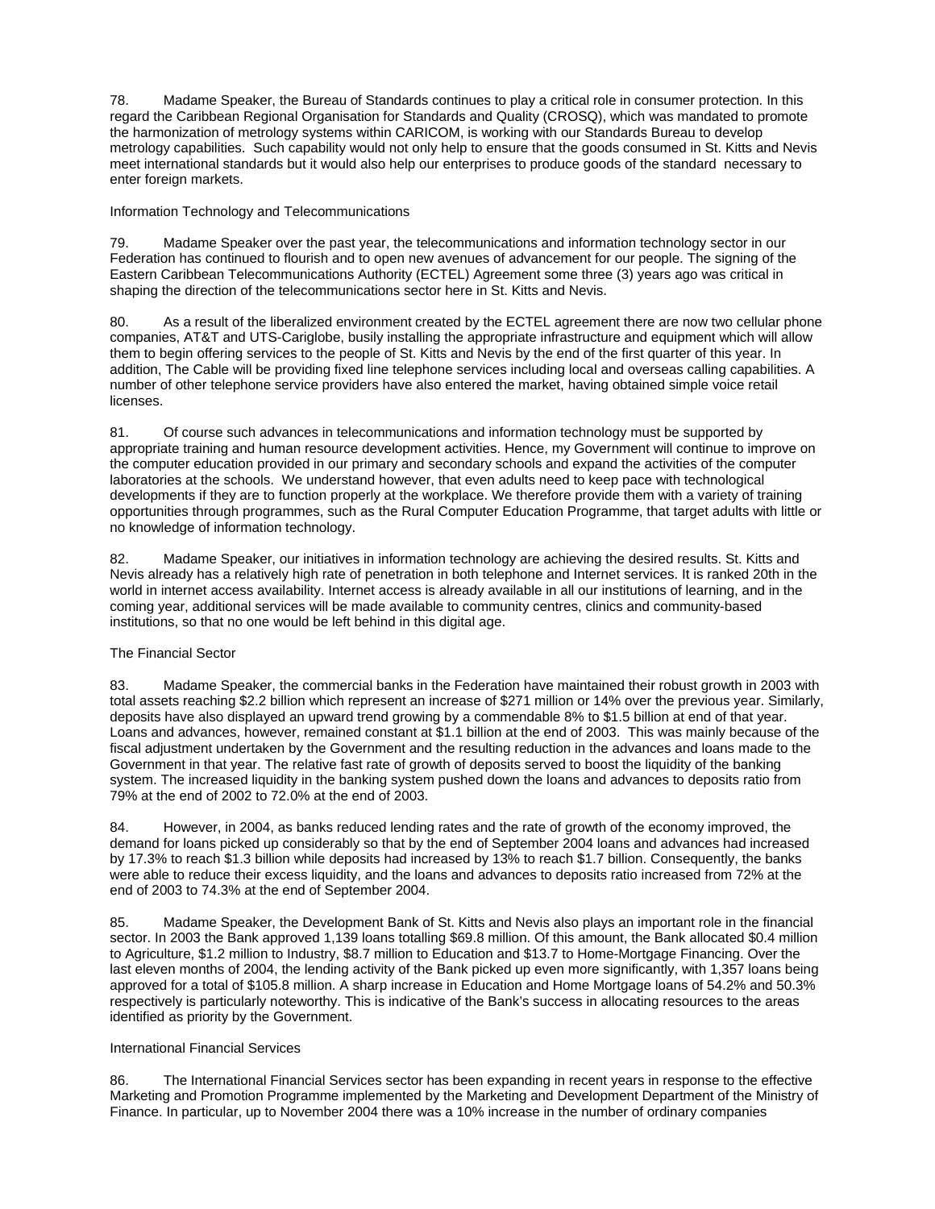78. Madame Speaker, the Bureau of Standards continues to play a critical role in consumer protection. In this regard the Caribbean Regional Organisation for Standards and Quality (CROSQ), which was mandated to promote the harmonization of metrology systems within CARICOM, is working with our Standards Bureau to develop metrology capabilities. Such capability would not only help to ensure that the goods consumed in St. Kitts and Nevis meet international standards but it would also help our enterprises to produce goods of the standard necessary to enter foreign markets.

## Information Technology and Telecommunications

79. Madame Speaker over the past year, the telecommunications and information technology sector in our Federation has continued to flourish and to open new avenues of advancement for our people. The signing of the Eastern Caribbean Telecommunications Authority (ECTEL) Agreement some three (3) years ago was critical in shaping the direction of the telecommunications sector here in St. Kitts and Nevis.

80. As a result of the liberalized environment created by the ECTEL agreement there are now two cellular phone companies, AT&T and UTS-Cariglobe, busily installing the appropriate infrastructure and equipment which will allow them to begin offering services to the people of St. Kitts and Nevis by the end of the first quarter of this year. In addition, The Cable will be providing fixed line telephone services including local and overseas calling capabilities. A number of other telephone service providers have also entered the market, having obtained simple voice retail licenses.

81. Of course such advances in telecommunications and information technology must be supported by appropriate training and human resource development activities. Hence, my Government will continue to improve on the computer education provided in our primary and secondary schools and expand the activities of the computer laboratories at the schools. We understand however, that even adults need to keep pace with technological developments if they are to function properly at the workplace. We therefore provide them with a variety of training opportunities through programmes, such as the Rural Computer Education Programme, that target adults with little or no knowledge of information technology.

82. Madame Speaker, our initiatives in information technology are achieving the desired results. St. Kitts and Nevis already has a relatively high rate of penetration in both telephone and Internet services. It is ranked 20th in the world in internet access availability. Internet access is already available in all our institutions of learning, and in the coming year, additional services will be made available to community centres, clinics and community-based institutions, so that no one would be left behind in this digital age.

## The Financial Sector

83. Madame Speaker, the commercial banks in the Federation have maintained their robust growth in 2003 with total assets reaching $2.2 billion which represent an increase of $271 million or 14% over the previous year. Similarly, deposits have also displayed an upward trend growing by a commendable 8% to $1.5 billion at end of that year. Loans and advances, however, remained constant at $1.1 billion at the end of 2003. This was mainly because of the fiscal adjustment undertaken by the Government and the resulting reduction in the advances and loans made to the Government in that year. The relative fast rate of growth of deposits served to boost the liquidity of the banking system. The increased liquidity in the banking system pushed down the loans and advances to deposits ratio from 79% at the end of 2002 to 72.0% at the end of 2003.

84. However, in 2004, as banks reduced lending rates and the rate of growth of the economy improved, the demand for loans picked up considerably so that by the end of September 2004 loans and advances had increased by 17.3% to reach $1.3 billion while deposits had increased by 13% to reach $1.7 billion. Consequently, the banks were able to reduce their excess liquidity, and the loans and advances to deposits ratio increased from 72% at the end of 2003 to 74.3% at the end of September 2004.

85. Madame Speaker, the Development Bank of St. Kitts and Nevis also plays an important role in the financial sector. In 2003 the Bank approved 1,139 loans totalling $69.8 million. Of this amount, the Bank allocated $0.4 million to Agriculture, $1.2 million to Industry, $8.7 million to Education and $13.7 to Home-Mortgage Financing. Over the last eleven months of 2004, the lending activity of the Bank picked up even more significantly, with 1,357 loans being approved for a total of $105.8 million. A sharp increase in Education and Home Mortgage loans of 54.2% and 50.3% respectively is particularly noteworthy. This is indicative of the Bank's success in allocating resources to the areas identified as priority by the Government.

## International Financial Services

86. The International Financial Services sector has been expanding in recent years in response to the effective Marketing and Promotion Programme implemented by the Marketing and Development Department of the Ministry of Finance. In particular, up to November 2004 there was a 10% increase in the number of ordinary companies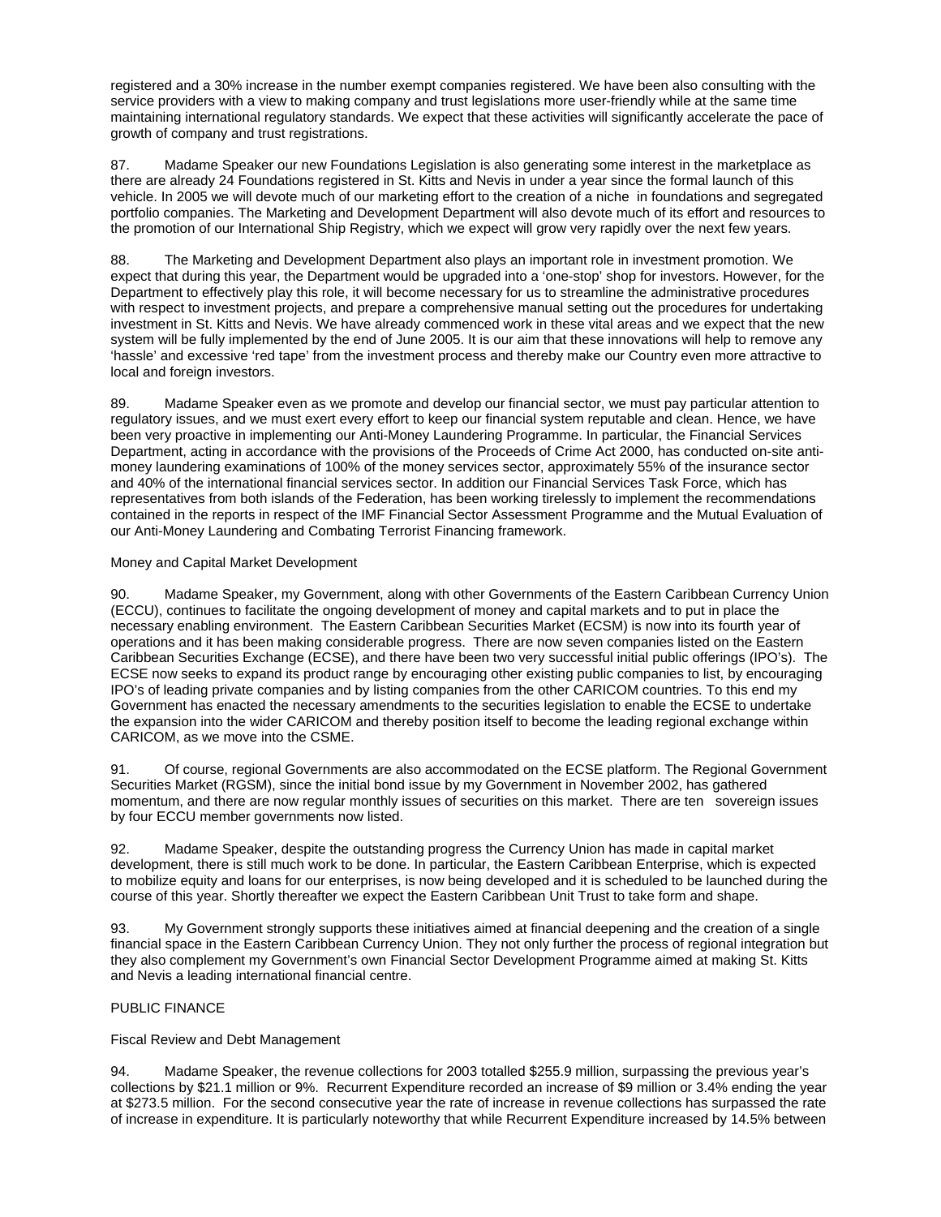registered and a 30% increase in the number exempt companies registered. We have been also consulting with the service providers with a view to making company and trust legislations more user-friendly while at the same time maintaining international regulatory standards. We expect that these activities will significantly accelerate the pace of growth of company and trust registrations.

87. Madame Speaker our new Foundations Legislation is also generating some interest in the marketplace as there are already 24 Foundations registered in St. Kitts and Nevis in under a year since the formal launch of this vehicle. In 2005 we will devote much of our marketing effort to the creation of a niche in foundations and segregated portfolio companies. The Marketing and Development Department will also devote much of its effort and resources to the promotion of our International Ship Registry, which we expect will grow very rapidly over the next few years.

88. The Marketing and Development Department also plays an important role in investment promotion. We expect that during this year, the Department would be upgraded into a 'one-stop' shop for investors. However, for the Department to effectively play this role, it will become necessary for us to streamline the administrative procedures with respect to investment projects, and prepare a comprehensive manual setting out the procedures for undertaking investment in St. Kitts and Nevis. We have already commenced work in these vital areas and we expect that the new system will be fully implemented by the end of June 2005. It is our aim that these innovations will help to remove any 'hassle' and excessive 'red tape' from the investment process and thereby make our Country even more attractive to local and foreign investors.

89. Madame Speaker even as we promote and develop our financial sector, we must pay particular attention to regulatory issues, and we must exert every effort to keep our financial system reputable and clean. Hence, we have been very proactive in implementing our Anti-Money Laundering Programme. In particular, the Financial Services Department, acting in accordance with the provisions of the Proceeds of Crime Act 2000, has conducted on-site anti-money laundering examinations of 100% of the money services sector, approximately 55% of the insurance sector and 40% of the international financial services sector. In addition our Financial Services Task Force, which has representatives from both islands of the Federation, has been working tirelessly to implement the recommendations contained in the reports in respect of the IMF Financial Sector Assessment Programme and the Mutual Evaluation of our Anti-Money Laundering and Combating Terrorist Financing framework.

### Money and Capital Market Development

90. Madame Speaker, my Government, along with other Governments of the Eastern Caribbean Currency Union (ECCU), continues to facilitate the ongoing development of money and capital markets and to put in place the necessary enabling environment. The Eastern Caribbean Securities Market (ECSM) is now into its fourth year of operations and it has been making considerable progress. There are now seven companies listed on the Eastern Caribbean Securities Exchange (ECSE), and there have been two very successful initial public offerings (IPO's). The ECSE now seeks to expand its product range by encouraging other existing public companies to list, by encouraging IPO's of leading private companies and by listing companies from the other CARICOM countries. To this end my Government has enacted the necessary amendments to the securities legislation to enable the ECSE to undertake the expansion into the wider CARICOM and thereby position itself to become the leading regional exchange within CARICOM, as we move into the CSME.

91. Of course, regional Governments are also accommodated on the ECSE platform. The Regional Government Securities Market (RGSM), since the initial bond issue by my Government in November 2002, has gathered momentum, and there are now regular monthly issues of securities on this market. There are ten sovereign issues by four ECCU member governments now listed.

92. Madame Speaker, despite the outstanding progress the Currency Union has made in capital market development, there is still much work to be done. In particular, the Eastern Caribbean Enterprise, which is expected to mobilize equity and loans for our enterprises, is now being developed and it is scheduled to be launched during the course of this year. Shortly thereafter we expect the Eastern Caribbean Unit Trust to take form and shape.

93. My Government strongly supports these initiatives aimed at financial deepening and the creation of a single financial space in the Eastern Caribbean Currency Union. They not only further the process of regional integration but they also complement my Government's own Financial Sector Development Programme aimed at making St. Kitts and Nevis a leading international financial centre.

## PUBLIC FINANCE

### Fiscal Review and Debt Management

94. Madame Speaker, the revenue collections for 2003 totalled \$255.9 million, surpassing the previous year's collections by \$21.1 million or 9%. Recurrent Expenditure recorded an increase of \$9 million or 3.4% ending the year at \$273.5 million. For the second consecutive year the rate of increase in revenue collections has surpassed the rate of increase in expenditure. It is particularly noteworthy that while Recurrent Expenditure increased by 14.5% between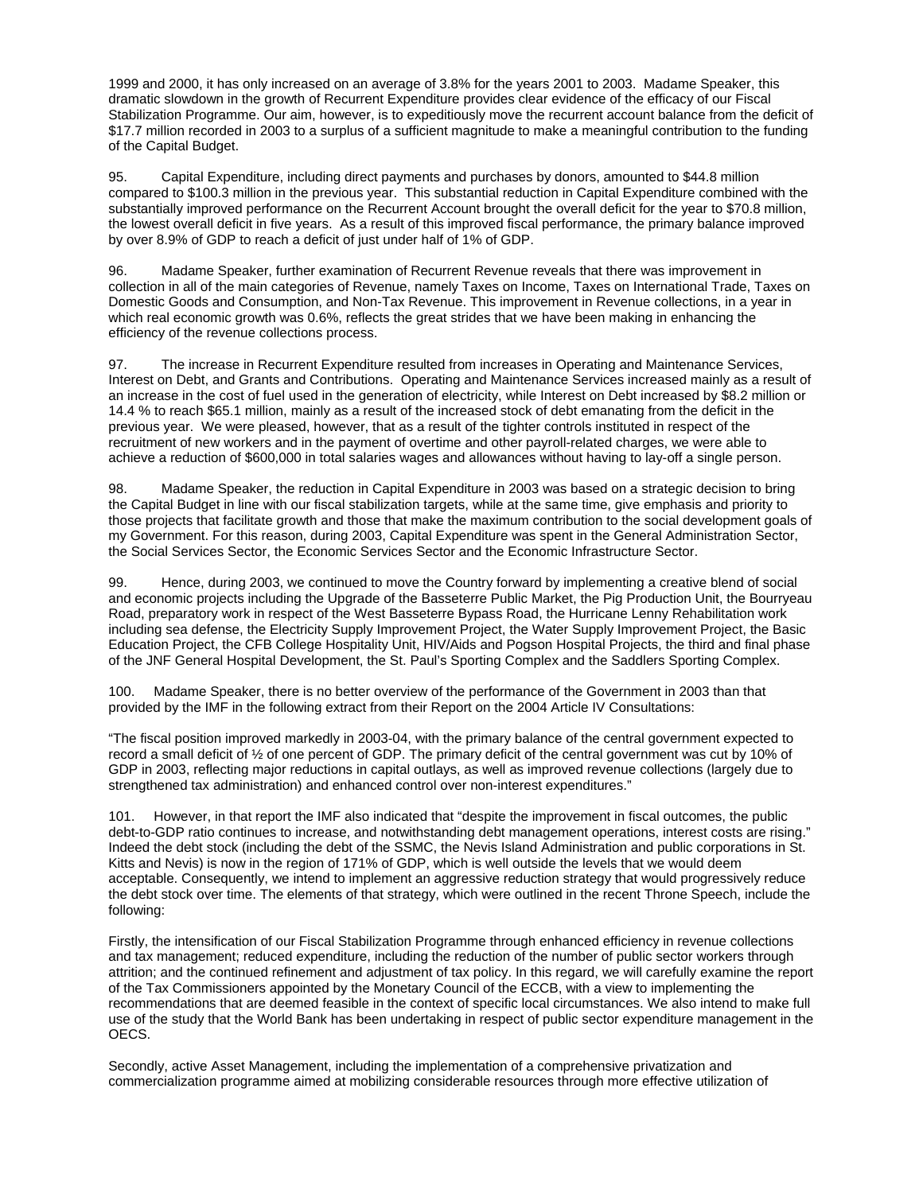1999 and 2000, it has only increased on an average of 3.8% for the years 2001 to 2003. Madame Speaker, this dramatic slowdown in the growth of Recurrent Expenditure provides clear evidence of the efficacy of our Fiscal Stabilization Programme. Our aim, however, is to expeditiously move the recurrent account balance from the deficit of $17.7 million recorded in 2003 to a surplus of a sufficient magnitude to make a meaningful contribution to the funding of the Capital Budget.

95. Capital Expenditure, including direct payments and purchases by donors, amounted to $44.8 million compared to $100.3 million in the previous year. This substantial reduction in Capital Expenditure combined with the substantially improved performance on the Recurrent Account brought the overall deficit for the year to $70.8 million, the lowest overall deficit in five years. As a result of this improved fiscal performance, the primary balance improved by over 8.9% of GDP to reach a deficit of just under half of 1% of GDP.

96. Madame Speaker, further examination of Recurrent Revenue reveals that there was improvement in collection in all of the main categories of Revenue, namely Taxes on Income, Taxes on International Trade, Taxes on Domestic Goods and Consumption, and Non-Tax Revenue. This improvement in Revenue collections, in a year in which real economic growth was 0.6%, reflects the great strides that we have been making in enhancing the efficiency of the revenue collections process.

97. The increase in Recurrent Expenditure resulted from increases in Operating and Maintenance Services, Interest on Debt, and Grants and Contributions. Operating and Maintenance Services increased mainly as a result of an increase in the cost of fuel used in the generation of electricity, while Interest on Debt increased by $8.2 million or 14.4 % to reach $65.1 million, mainly as a result of the increased stock of debt emanating from the deficit in the previous year. We were pleased, however, that as a result of the tighter controls instituted in respect of the recruitment of new workers and in the payment of overtime and other payroll-related charges, we were able to achieve a reduction of $600,000 in total salaries wages and allowances without having to lay-off a single person.

98. Madame Speaker, the reduction in Capital Expenditure in 2003 was based on a strategic decision to bring the Capital Budget in line with our fiscal stabilization targets, while at the same time, give emphasis and priority to those projects that facilitate growth and those that make the maximum contribution to the social development goals of my Government. For this reason, during 2003, Capital Expenditure was spent in the General Administration Sector, the Social Services Sector, the Economic Services Sector and the Economic Infrastructure Sector.

99. Hence, during 2003, we continued to move the Country forward by implementing a creative blend of social and economic projects including the Upgrade of the Basseterre Public Market, the Pig Production Unit, the Bourryeau Road, preparatory work in respect of the West Basseterre Bypass Road, the Hurricane Lenny Rehabilitation work including sea defense, the Electricity Supply Improvement Project, the Water Supply Improvement Project, the Basic Education Project, the CFB College Hospitality Unit, HIV/Aids and Pogson Hospital Projects, the third and final phase of the JNF General Hospital Development, the St. Paul's Sporting Complex and the Saddlers Sporting Complex.

100. Madame Speaker, there is no better overview of the performance of the Government in 2003 than that provided by the IMF in the following extract from their Report on the 2004 Article IV Consultations:

"The fiscal position improved markedly in 2003-04, with the primary balance of the central government expected to record a small deficit of ½ of one percent of GDP. The primary deficit of the central government was cut by 10% of GDP in 2003, reflecting major reductions in capital outlays, as well as improved revenue collections (largely due to strengthened tax administration) and enhanced control over non-interest expenditures."

101. However, in that report the IMF also indicated that "despite the improvement in fiscal outcomes, the public debt-to-GDP ratio continues to increase, and notwithstanding debt management operations, interest costs are rising." Indeed the debt stock (including the debt of the SSMC, the Nevis Island Administration and public corporations in St. Kitts and Nevis) is now in the region of 171% of GDP, which is well outside the levels that we would deem acceptable. Consequently, we intend to implement an aggressive reduction strategy that would progressively reduce the debt stock over time. The elements of that strategy, which were outlined in the recent Throne Speech, include the following:

Firstly, the intensification of our Fiscal Stabilization Programme through enhanced efficiency in revenue collections and tax management; reduced expenditure, including the reduction of the number of public sector workers through attrition; and the continued refinement and adjustment of tax policy. In this regard, we will carefully examine the report of the Tax Commissioners appointed by the Monetary Council of the ECCB, with a view to implementing the recommendations that are deemed feasible in the context of specific local circumstances. We also intend to make full use of the study that the World Bank has been undertaking in respect of public sector expenditure management in the OECS.

Secondly, active Asset Management, including the implementation of a comprehensive privatization and commercialization programme aimed at mobilizing considerable resources through more effective utilization of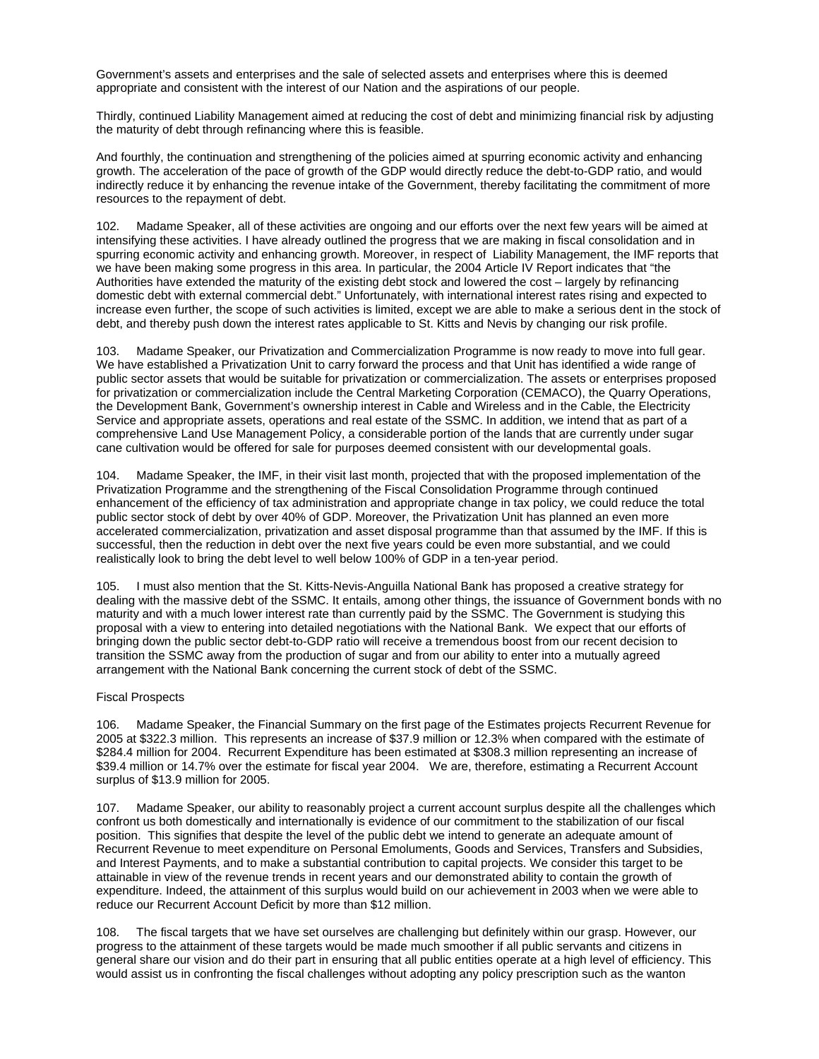Government's assets and enterprises and the sale of selected assets and enterprises where this is deemed appropriate and consistent with the interest of our Nation and the aspirations of our people.

Thirdly, continued Liability Management aimed at reducing the cost of debt and minimizing financial risk by adjusting the maturity of debt through refinancing where this is feasible.

And fourthly, the continuation and strengthening of the policies aimed at spurring economic activity and enhancing growth. The acceleration of the pace of growth of the GDP would directly reduce the debt-to-GDP ratio, and would indirectly reduce it by enhancing the revenue intake of the Government, thereby facilitating the commitment of more resources to the repayment of debt.

102. Madame Speaker, all of these activities are ongoing and our efforts over the next few years will be aimed at intensifying these activities. I have already outlined the progress that we are making in fiscal consolidation and in spurring economic activity and enhancing growth. Moreover, in respect of Liability Management, the IMF reports that we have been making some progress in this area. In particular, the 2004 Article IV Report indicates that "the Authorities have extended the maturity of the existing debt stock and lowered the cost – largely by refinancing domestic debt with external commercial debt." Unfortunately, with international interest rates rising and expected to increase even further, the scope of such activities is limited, except we are able to make a serious dent in the stock of debt, and thereby push down the interest rates applicable to St. Kitts and Nevis by changing our risk profile.

103. Madame Speaker, our Privatization and Commercialization Programme is now ready to move into full gear. We have established a Privatization Unit to carry forward the process and that Unit has identified a wide range of public sector assets that would be suitable for privatization or commercialization. The assets or enterprises proposed for privatization or commercialization include the Central Marketing Corporation (CEMACO), the Quarry Operations, the Development Bank, Government's ownership interest in Cable and Wireless and in the Cable, the Electricity Service and appropriate assets, operations and real estate of the SSMC. In addition, we intend that as part of a comprehensive Land Use Management Policy, a considerable portion of the lands that are currently under sugar cane cultivation would be offered for sale for purposes deemed consistent with our developmental goals.

104. Madame Speaker, the IMF, in their visit last month, projected that with the proposed implementation of the Privatization Programme and the strengthening of the Fiscal Consolidation Programme through continued enhancement of the efficiency of tax administration and appropriate change in tax policy, we could reduce the total public sector stock of debt by over 40% of GDP. Moreover, the Privatization Unit has planned an even more accelerated commercialization, privatization and asset disposal programme than that assumed by the IMF. If this is successful, then the reduction in debt over the next five years could be even more substantial, and we could realistically look to bring the debt level to well below 100% of GDP in a ten-year period.

105. I must also mention that the St. Kitts-Nevis-Anguilla National Bank has proposed a creative strategy for dealing with the massive debt of the SSMC. It entails, among other things, the issuance of Government bonds with no maturity and with a much lower interest rate than currently paid by the SSMC. The Government is studying this proposal with a view to entering into detailed negotiations with the National Bank. We expect that our efforts of bringing down the public sector debt-to-GDP ratio will receive a tremendous boost from our recent decision to transition the SSMC away from the production of sugar and from our ability to enter into a mutually agreed arrangement with the National Bank concerning the current stock of debt of the SSMC.

Fiscal Prospects

106. Madame Speaker, the Financial Summary on the first page of the Estimates projects Recurrent Revenue for 2005 at $322.3 million. This represents an increase of $37.9 million or 12.3% when compared with the estimate of $284.4 million for 2004. Recurrent Expenditure has been estimated at $308.3 million representing an increase of $39.4 million or 14.7% over the estimate for fiscal year 2004. We are, therefore, estimating a Recurrent Account surplus of $13.9 million for 2005.

107. Madame Speaker, our ability to reasonably project a current account surplus despite all the challenges which confront us both domestically and internationally is evidence of our commitment to the stabilization of our fiscal position. This signifies that despite the level of the public debt we intend to generate an adequate amount of Recurrent Revenue to meet expenditure on Personal Emoluments, Goods and Services, Transfers and Subsidies, and Interest Payments, and to make a substantial contribution to capital projects. We consider this target to be attainable in view of the revenue trends in recent years and our demonstrated ability to contain the growth of expenditure. Indeed, the attainment of this surplus would build on our achievement in 2003 when we were able to reduce our Recurrent Account Deficit by more than $12 million.

108. The fiscal targets that we have set ourselves are challenging but definitely within our grasp. However, our progress to the attainment of these targets would be made much smoother if all public servants and citizens in general share our vision and do their part in ensuring that all public entities operate at a high level of efficiency. This would assist us in confronting the fiscal challenges without adopting any policy prescription such as the wanton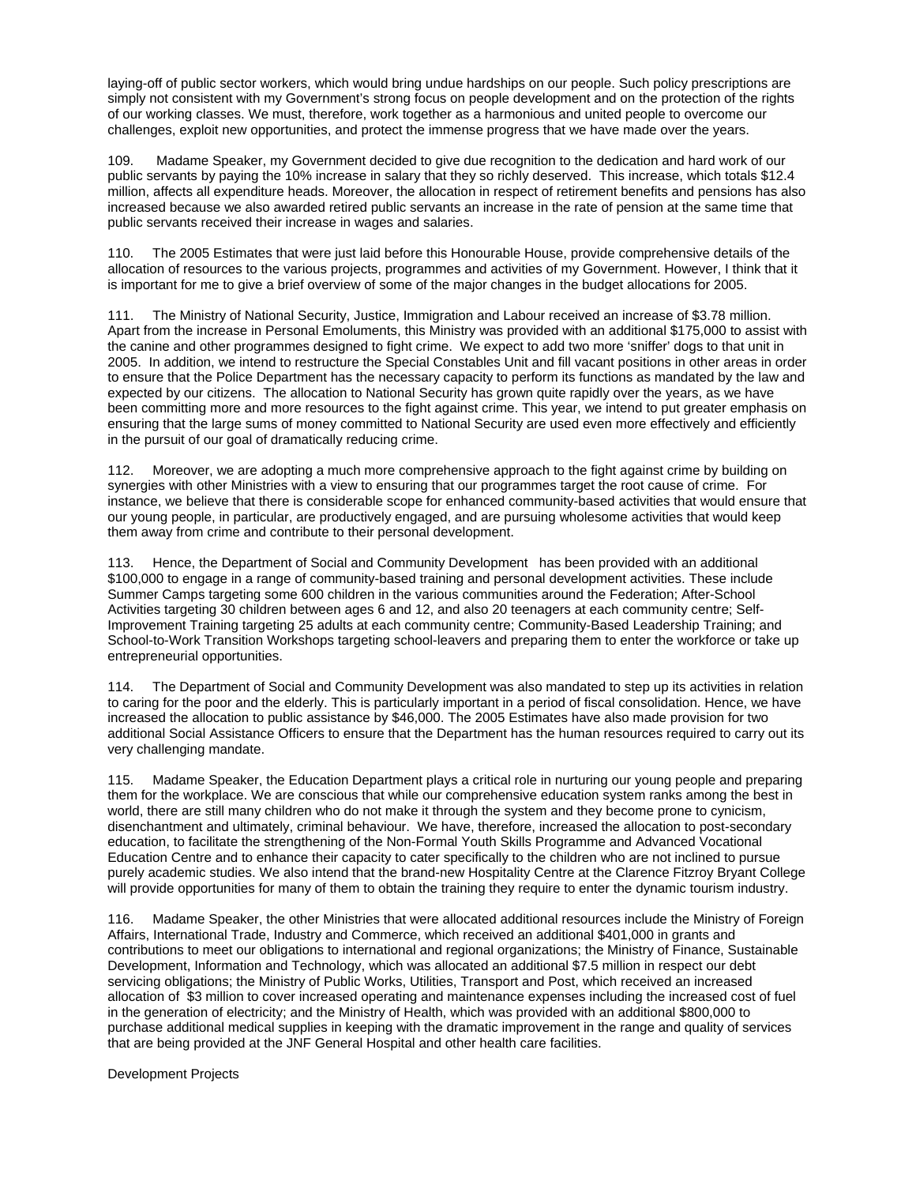laying-off of public sector workers, which would bring undue hardships on our people. Such policy prescriptions are simply not consistent with my Government's strong focus on people development and on the protection of the rights of our working classes. We must, therefore, work together as a harmonious and united people to overcome our challenges, exploit new opportunities, and protect the immense progress that we have made over the years.

109. Madame Speaker, my Government decided to give due recognition to the dedication and hard work of our public servants by paying the 10% increase in salary that they so richly deserved. This increase, which totals $12.4 million, affects all expenditure heads. Moreover, the allocation in respect of retirement benefits and pensions has also increased because we also awarded retired public servants an increase in the rate of pension at the same time that public servants received their increase in wages and salaries.

110. The 2005 Estimates that were just laid before this Honourable House, provide comprehensive details of the allocation of resources to the various projects, programmes and activities of my Government. However, I think that it is important for me to give a brief overview of some of the major changes in the budget allocations for 2005.

111. The Ministry of National Security, Justice, Immigration and Labour received an increase of $3.78 million. Apart from the increase in Personal Emoluments, this Ministry was provided with an additional $175,000 to assist with the canine and other programmes designed to fight crime. We expect to add two more 'sniffer' dogs to that unit in 2005. In addition, we intend to restructure the Special Constables Unit and fill vacant positions in other areas in order to ensure that the Police Department has the necessary capacity to perform its functions as mandated by the law and expected by our citizens. The allocation to National Security has grown quite rapidly over the years, as we have been committing more and more resources to the fight against crime. This year, we intend to put greater emphasis on ensuring that the large sums of money committed to National Security are used even more effectively and efficiently in the pursuit of our goal of dramatically reducing crime.

112. Moreover, we are adopting a much more comprehensive approach to the fight against crime by building on synergies with other Ministries with a view to ensuring that our programmes target the root cause of crime. For instance, we believe that there is considerable scope for enhanced community-based activities that would ensure that our young people, in particular, are productively engaged, and are pursuing wholesome activities that would keep them away from crime and contribute to their personal development.

113. Hence, the Department of Social and Community Development has been provided with an additional $100,000 to engage in a range of community-based training and personal development activities. These include Summer Camps targeting some 600 children in the various communities around the Federation; After-School Activities targeting 30 children between ages 6 and 12, and also 20 teenagers at each community centre; Self-Improvement Training targeting 25 adults at each community centre; Community-Based Leadership Training; and School-to-Work Transition Workshops targeting school-leavers and preparing them to enter the workforce or take up entrepreneurial opportunities.

114. The Department of Social and Community Development was also mandated to step up its activities in relation to caring for the poor and the elderly. This is particularly important in a period of fiscal consolidation. Hence, we have increased the allocation to public assistance by $46,000. The 2005 Estimates have also made provision for two additional Social Assistance Officers to ensure that the Department has the human resources required to carry out its very challenging mandate.

115. Madame Speaker, the Education Department plays a critical role in nurturing our young people and preparing them for the workplace. We are conscious that while our comprehensive education system ranks among the best in world, there are still many children who do not make it through the system and they become prone to cynicism, disenchantment and ultimately, criminal behaviour. We have, therefore, increased the allocation to post-secondary education, to facilitate the strengthening of the Non-Formal Youth Skills Programme and Advanced Vocational Education Centre and to enhance their capacity to cater specifically to the children who are not inclined to pursue purely academic studies. We also intend that the brand-new Hospitality Centre at the Clarence Fitzroy Bryant College will provide opportunities for many of them to obtain the training they require to enter the dynamic tourism industry.

116. Madame Speaker, the other Ministries that were allocated additional resources include the Ministry of Foreign Affairs, International Trade, Industry and Commerce, which received an additional $401,000 in grants and contributions to meet our obligations to international and regional organizations; the Ministry of Finance, Sustainable Development, Information and Technology, which was allocated an additional $7.5 million in respect our debt servicing obligations; the Ministry of Public Works, Utilities, Transport and Post, which received an increased allocation of $3 million to cover increased operating and maintenance expenses including the increased cost of fuel in the generation of electricity; and the Ministry of Health, which was provided with an additional $800,000 to purchase additional medical supplies in keeping with the dramatic improvement in the range and quality of services that are being provided at the JNF General Hospital and other health care facilities.

Development Projects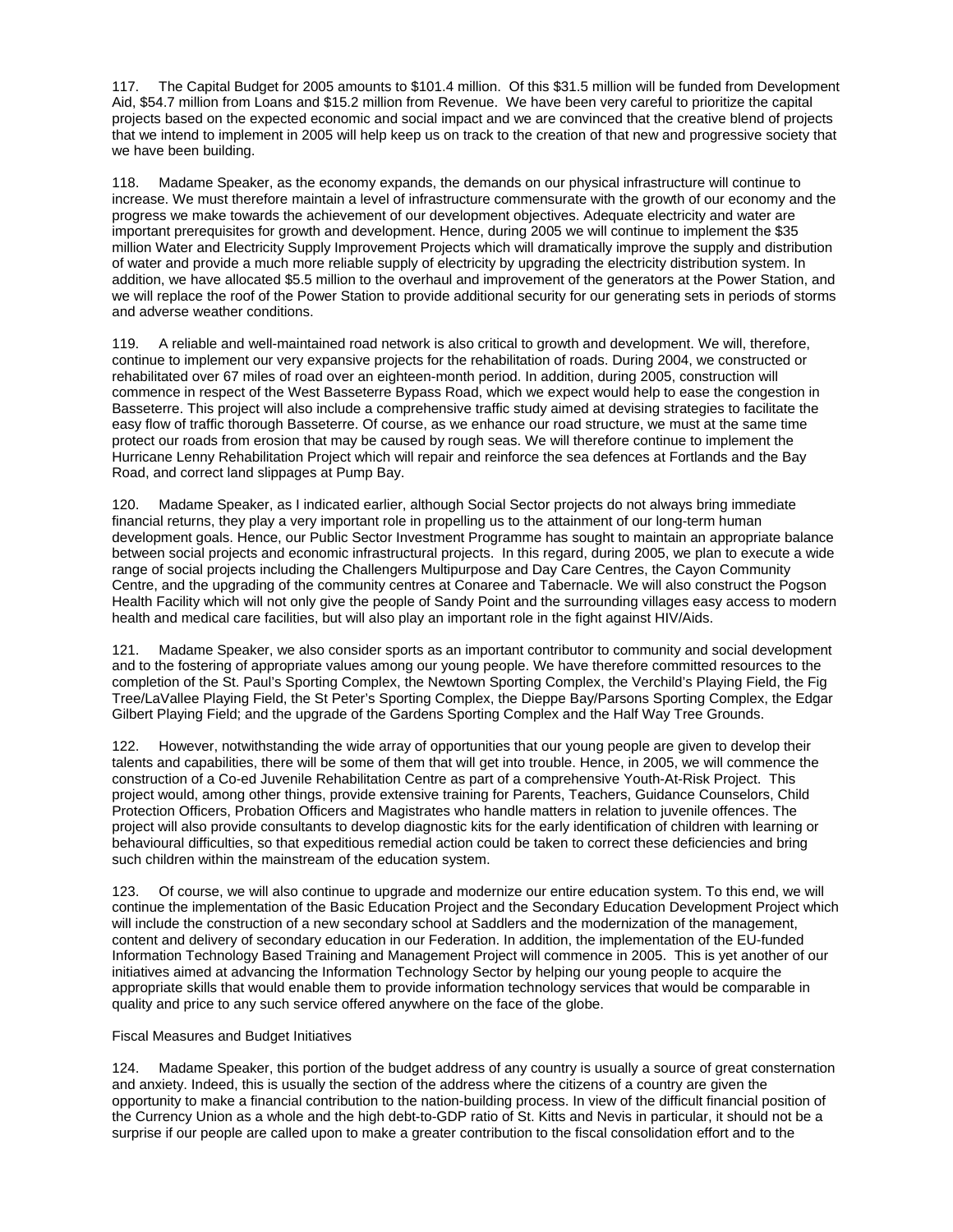117. The Capital Budget for 2005 amounts to $101.4 million. Of this $31.5 million will be funded from Development Aid, $54.7 million from Loans and $15.2 million from Revenue. We have been very careful to prioritize the capital projects based on the expected economic and social impact and we are convinced that the creative blend of projects that we intend to implement in 2005 will help keep us on track to the creation of that new and progressive society that we have been building.

118. Madame Speaker, as the economy expands, the demands on our physical infrastructure will continue to increase. We must therefore maintain a level of infrastructure commensurate with the growth of our economy and the progress we make towards the achievement of our development objectives. Adequate electricity and water are important prerequisites for growth and development. Hence, during 2005 we will continue to implement the $35 million Water and Electricity Supply Improvement Projects which will dramatically improve the supply and distribution of water and provide a much more reliable supply of electricity by upgrading the electricity distribution system. In addition, we have allocated $5.5 million to the overhaul and improvement of the generators at the Power Station, and we will replace the roof of the Power Station to provide additional security for our generating sets in periods of storms and adverse weather conditions.

119. A reliable and well-maintained road network is also critical to growth and development. We will, therefore, continue to implement our very expansive projects for the rehabilitation of roads. During 2004, we constructed or rehabilitated over 67 miles of road over an eighteen-month period. In addition, during 2005, construction will commence in respect of the West Basseterre Bypass Road, which we expect would help to ease the congestion in Basseterre. This project will also include a comprehensive traffic study aimed at devising strategies to facilitate the easy flow of traffic thorough Basseterre. Of course, as we enhance our road structure, we must at the same time protect our roads from erosion that may be caused by rough seas. We will therefore continue to implement the Hurricane Lenny Rehabilitation Project which will repair and reinforce the sea defences at Fortlands and the Bay Road, and correct land slippages at Pump Bay.

120. Madame Speaker, as I indicated earlier, although Social Sector projects do not always bring immediate financial returns, they play a very important role in propelling us to the attainment of our long-term human development goals. Hence, our Public Sector Investment Programme has sought to maintain an appropriate balance between social projects and economic infrastructural projects. In this regard, during 2005, we plan to execute a wide range of social projects including the Challengers Multipurpose and Day Care Centres, the Cayon Community Centre, and the upgrading of the community centres at Conaree and Tabernacle. We will also construct the Pogson Health Facility which will not only give the people of Sandy Point and the surrounding villages easy access to modern health and medical care facilities, but will also play an important role in the fight against HIV/Aids.

121. Madame Speaker, we also consider sports as an important contributor to community and social development and to the fostering of appropriate values among our young people. We have therefore committed resources to the completion of the St. Paul's Sporting Complex, the Newtown Sporting Complex, the Verchild's Playing Field, the Fig Tree/LaVallee Playing Field, the St Peter's Sporting Complex, the Dieppe Bay/Parsons Sporting Complex, the Edgar Gilbert Playing Field; and the upgrade of the Gardens Sporting Complex and the Half Way Tree Grounds.

122. However, notwithstanding the wide array of opportunities that our young people are given to develop their talents and capabilities, there will be some of them that will get into trouble. Hence, in 2005, we will commence the construction of a Co-ed Juvenile Rehabilitation Centre as part of a comprehensive Youth-At-Risk Project. This project would, among other things, provide extensive training for Parents, Teachers, Guidance Counselors, Child Protection Officers, Probation Officers and Magistrates who handle matters in relation to juvenile offences. The project will also provide consultants to develop diagnostic kits for the early identification of children with learning or behavioural difficulties, so that expeditious remedial action could be taken to correct these deficiencies and bring such children within the mainstream of the education system.

123. Of course, we will also continue to upgrade and modernize our entire education system. To this end, we will continue the implementation of the Basic Education Project and the Secondary Education Development Project which will include the construction of a new secondary school at Saddlers and the modernization of the management, content and delivery of secondary education in our Federation. In addition, the implementation of the EU-funded Information Technology Based Training and Management Project will commence in 2005. This is yet another of our initiatives aimed at advancing the Information Technology Sector by helping our young people to acquire the appropriate skills that would enable them to provide information technology services that would be comparable in quality and price to any such service offered anywhere on the face of the globe.

Fiscal Measures and Budget Initiatives

124. Madame Speaker, this portion of the budget address of any country is usually a source of great consternation and anxiety. Indeed, this is usually the section of the address where the citizens of a country are given the opportunity to make a financial contribution to the nation-building process. In view of the difficult financial position of the Currency Union as a whole and the high debt-to-GDP ratio of St. Kitts and Nevis in particular, it should not be a surprise if our people are called upon to make a greater contribution to the fiscal consolidation effort and to the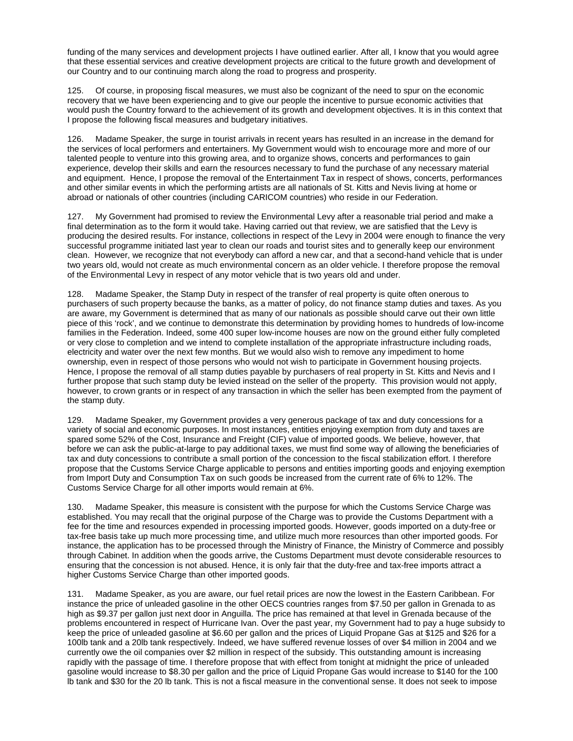funding of the many services and development projects I have outlined earlier. After all, I know that you would agree that these essential services and creative development projects are critical to the future growth and development of our Country and to our continuing march along the road to progress and prosperity.

125. Of course, in proposing fiscal measures, we must also be cognizant of the need to spur on the economic recovery that we have been experiencing and to give our people the incentive to pursue economic activities that would push the Country forward to the achievement of its growth and development objectives. It is in this context that I propose the following fiscal measures and budgetary initiatives.

126. Madame Speaker, the surge in tourist arrivals in recent years has resulted in an increase in the demand for the services of local performers and entertainers. My Government would wish to encourage more and more of our talented people to venture into this growing area, and to organize shows, concerts and performances to gain experience, develop their skills and earn the resources necessary to fund the purchase of any necessary material and equipment. Hence, I propose the removal of the Entertainment Tax in respect of shows, concerts, performances and other similar events in which the performing artists are all nationals of St. Kitts and Nevis living at home or abroad or nationals of other countries (including CARICOM countries) who reside in our Federation.

127. My Government had promised to review the Environmental Levy after a reasonable trial period and make a final determination as to the form it would take. Having carried out that review, we are satisfied that the Levy is producing the desired results. For instance, collections in respect of the Levy in 2004 were enough to finance the very successful programme initiated last year to clean our roads and tourist sites and to generally keep our environment clean. However, we recognize that not everybody can afford a new car, and that a second-hand vehicle that is under two years old, would not create as much environmental concern as an older vehicle. I therefore propose the removal of the Environmental Levy in respect of any motor vehicle that is two years old and under.

128. Madame Speaker, the Stamp Duty in respect of the transfer of real property is quite often onerous to purchasers of such property because the banks, as a matter of policy, do not finance stamp duties and taxes. As you are aware, my Government is determined that as many of our nationals as possible should carve out their own little piece of this 'rock', and we continue to demonstrate this determination by providing homes to hundreds of low-income families in the Federation. Indeed, some 400 super low-income houses are now on the ground either fully completed or very close to completion and we intend to complete installation of the appropriate infrastructure including roads, electricity and water over the next few months. But we would also wish to remove any impediment to home ownership, even in respect of those persons who would not wish to participate in Government housing projects. Hence, I propose the removal of all stamp duties payable by purchasers of real property in St. Kitts and Nevis and I further propose that such stamp duty be levied instead on the seller of the property. This provision would not apply, however, to crown grants or in respect of any transaction in which the seller has been exempted from the payment of the stamp duty.

129. Madame Speaker, my Government provides a very generous package of tax and duty concessions for a variety of social and economic purposes. In most instances, entities enjoying exemption from duty and taxes are spared some 52% of the Cost, Insurance and Freight (CIF) value of imported goods. We believe, however, that before we can ask the public-at-large to pay additional taxes, we must find some way of allowing the beneficiaries of tax and duty concessions to contribute a small portion of the concession to the fiscal stabilization effort. I therefore propose that the Customs Service Charge applicable to persons and entities importing goods and enjoying exemption from Import Duty and Consumption Tax on such goods be increased from the current rate of 6% to 12%. The Customs Service Charge for all other imports would remain at 6%.

130. Madame Speaker, this measure is consistent with the purpose for which the Customs Service Charge was established. You may recall that the original purpose of the Charge was to provide the Customs Department with a fee for the time and resources expended in processing imported goods. However, goods imported on a duty-free or tax-free basis take up much more processing time, and utilize much more resources than other imported goods. For instance, the application has to be processed through the Ministry of Finance, the Ministry of Commerce and possibly through Cabinet. In addition when the goods arrive, the Customs Department must devote considerable resources to ensuring that the concession is not abused. Hence, it is only fair that the duty-free and tax-free imports attract a higher Customs Service Charge than other imported goods.

131. Madame Speaker, as you are aware, our fuel retail prices are now the lowest in the Eastern Caribbean. For instance the price of unleaded gasoline in the other OECS countries ranges from $7.50 per gallon in Grenada to as high as $9.37 per gallon just next door in Anguilla. The price has remained at that level in Grenada because of the problems encountered in respect of Hurricane Ivan. Over the past year, my Government had to pay a huge subsidy to keep the price of unleaded gasoline at $6.60 per gallon and the prices of Liquid Propane Gas at $125 and $26 for a 100lb tank and a 20lb tank respectively. Indeed, we have suffered revenue losses of over $4 million in 2004 and we currently owe the oil companies over $2 million in respect of the subsidy. This outstanding amount is increasing rapidly with the passage of time. I therefore propose that with effect from tonight at midnight the price of unleaded gasoline would increase to $8.30 per gallon and the price of Liquid Propane Gas would increase to $140 for the 100 lb tank and $30 for the 20 lb tank. This is not a fiscal measure in the conventional sense. It does not seek to impose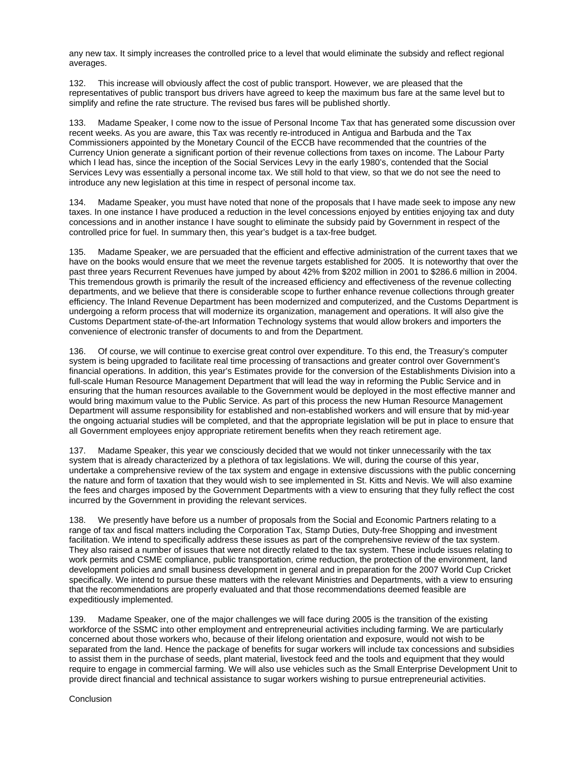any new tax. It simply increases the controlled price to a level that would eliminate the subsidy and reflect regional averages.

132. This increase will obviously affect the cost of public transport. However, we are pleased that the representatives of public transport bus drivers have agreed to keep the maximum bus fare at the same level but to simplify and refine the rate structure. The revised bus fares will be published shortly.

133. Madame Speaker, I come now to the issue of Personal Income Tax that has generated some discussion over recent weeks. As you are aware, this Tax was recently re-introduced in Antigua and Barbuda and the Tax Commissioners appointed by the Monetary Council of the ECCB have recommended that the countries of the Currency Union generate a significant portion of their revenue collections from taxes on income. The Labour Party which I lead has, since the inception of the Social Services Levy in the early 1980's, contended that the Social Services Levy was essentially a personal income tax. We still hold to that view, so that we do not see the need to introduce any new legislation at this time in respect of personal income tax.

134. Madame Speaker, you must have noted that none of the proposals that I have made seek to impose any new taxes. In one instance I have produced a reduction in the level concessions enjoyed by entities enjoying tax and duty concessions and in another instance I have sought to eliminate the subsidy paid by Government in respect of the controlled price for fuel. In summary then, this year's budget is a tax-free budget.

135. Madame Speaker, we are persuaded that the efficient and effective administration of the current taxes that we have on the books would ensure that we meet the revenue targets established for 2005. It is noteworthy that over the past three years Recurrent Revenues have jumped by about 42% from $202 million in 2001 to $286.6 million in 2004. This tremendous growth is primarily the result of the increased efficiency and effectiveness of the revenue collecting departments, and we believe that there is considerable scope to further enhance revenue collections through greater efficiency. The Inland Revenue Department has been modernized and computerized, and the Customs Department is undergoing a reform process that will modernize its organization, management and operations. It will also give the Customs Department state-of-the-art Information Technology systems that would allow brokers and importers the convenience of electronic transfer of documents to and from the Department.

136. Of course, we will continue to exercise great control over expenditure. To this end, the Treasury's computer system is being upgraded to facilitate real time processing of transactions and greater control over Government's financial operations. In addition, this year's Estimates provide for the conversion of the Establishments Division into a full-scale Human Resource Management Department that will lead the way in reforming the Public Service and in ensuring that the human resources available to the Government would be deployed in the most effective manner and would bring maximum value to the Public Service. As part of this process the new Human Resource Management Department will assume responsibility for established and non-established workers and will ensure that by mid-year the ongoing actuarial studies will be completed, and that the appropriate legislation will be put in place to ensure that all Government employees enjoy appropriate retirement benefits when they reach retirement age.

137. Madame Speaker, this year we consciously decided that we would not tinker unnecessarily with the tax system that is already characterized by a plethora of tax legislations. We will, during the course of this year, undertake a comprehensive review of the tax system and engage in extensive discussions with the public concerning the nature and form of taxation that they would wish to see implemented in St. Kitts and Nevis. We will also examine the fees and charges imposed by the Government Departments with a view to ensuring that they fully reflect the cost incurred by the Government in providing the relevant services.

138. We presently have before us a number of proposals from the Social and Economic Partners relating to a range of tax and fiscal matters including the Corporation Tax, Stamp Duties, Duty-free Shopping and investment facilitation. We intend to specifically address these issues as part of the comprehensive review of the tax system. They also raised a number of issues that were not directly related to the tax system. These include issues relating to work permits and CSME compliance, public transportation, crime reduction, the protection of the environment, land development policies and small business development in general and in preparation for the 2007 World Cup Cricket specifically. We intend to pursue these matters with the relevant Ministries and Departments, with a view to ensuring that the recommendations are properly evaluated and that those recommendations deemed feasible are expeditiously implemented.

139. Madame Speaker, one of the major challenges we will face during 2005 is the transition of the existing workforce of the SSMC into other employment and entrepreneurial activities including farming. We are particularly concerned about those workers who, because of their lifelong orientation and exposure, would not wish to be separated from the land. Hence the package of benefits for sugar workers will include tax concessions and subsidies to assist them in the purchase of seeds, plant material, livestock feed and the tools and equipment that they would require to engage in commercial farming. We will also use vehicles such as the Small Enterprise Development Unit to provide direct financial and technical assistance to sugar workers wishing to pursue entrepreneurial activities.

## Conclusion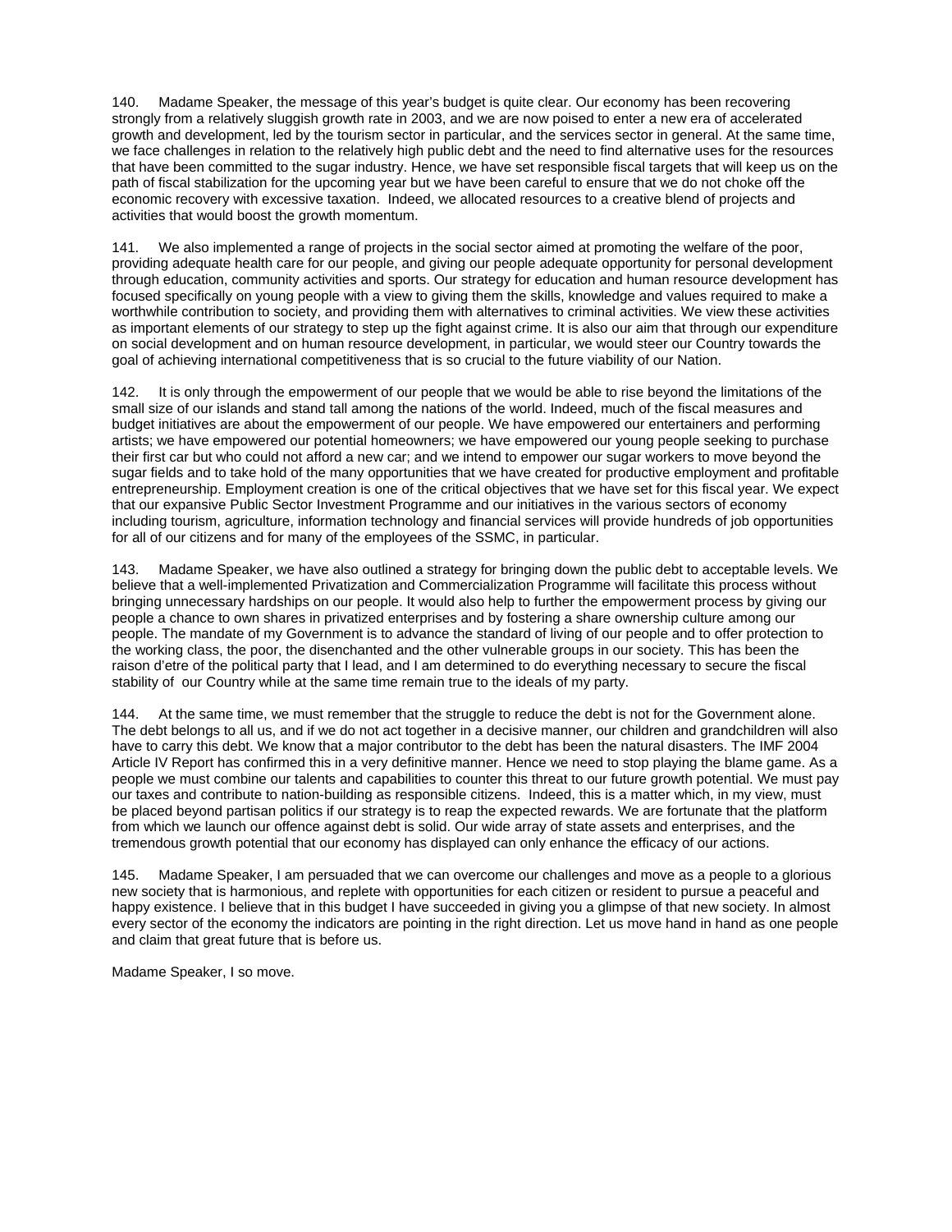140. Madame Speaker, the message of this year's budget is quite clear. Our economy has been recovering strongly from a relatively sluggish growth rate in 2003, and we are now poised to enter a new era of accelerated growth and development, led by the tourism sector in particular, and the services sector in general. At the same time, we face challenges in relation to the relatively high public debt and the need to find alternative uses for the resources that have been committed to the sugar industry. Hence, we have set responsible fiscal targets that will keep us on the path of fiscal stabilization for the upcoming year but we have been careful to ensure that we do not choke off the economic recovery with excessive taxation. Indeed, we allocated resources to a creative blend of projects and activities that would boost the growth momentum.

141. We also implemented a range of projects in the social sector aimed at promoting the welfare of the poor, providing adequate health care for our people, and giving our people adequate opportunity for personal development through education, community activities and sports. Our strategy for education and human resource development has focused specifically on young people with a view to giving them the skills, knowledge and values required to make a worthwhile contribution to society, and providing them with alternatives to criminal activities. We view these activities as important elements of our strategy to step up the fight against crime. It is also our aim that through our expenditure on social development and on human resource development, in particular, we would steer our Country towards the goal of achieving international competitiveness that is so crucial to the future viability of our Nation.

142. It is only through the empowerment of our people that we would be able to rise beyond the limitations of the small size of our islands and stand tall among the nations of the world. Indeed, much of the fiscal measures and budget initiatives are about the empowerment of our people. We have empowered our entertainers and performing artists; we have empowered our potential homeowners; we have empowered our young people seeking to purchase their first car but who could not afford a new car; and we intend to empower our sugar workers to move beyond the sugar fields and to take hold of the many opportunities that we have created for productive employment and profitable entrepreneurship. Employment creation is one of the critical objectives that we have set for this fiscal year. We expect that our expansive Public Sector Investment Programme and our initiatives in the various sectors of economy including tourism, agriculture, information technology and financial services will provide hundreds of job opportunities for all of our citizens and for many of the employees of the SSMC, in particular.

143. Madame Speaker, we have also outlined a strategy for bringing down the public debt to acceptable levels. We believe that a well-implemented Privatization and Commercialization Programme will facilitate this process without bringing unnecessary hardships on our people. It would also help to further the empowerment process by giving our people a chance to own shares in privatized enterprises and by fostering a share ownership culture among our people. The mandate of my Government is to advance the standard of living of our people and to offer protection to the working class, the poor, the disenchanted and the other vulnerable groups in our society. This has been the raison d'etre of the political party that I lead, and I am determined to do everything necessary to secure the fiscal stability of our Country while at the same time remain true to the ideals of my party.

144. At the same time, we must remember that the struggle to reduce the debt is not for the Government alone. The debt belongs to all us, and if we do not act together in a decisive manner, our children and grandchildren will also have to carry this debt. We know that a major contributor to the debt has been the natural disasters. The IMF 2004 Article IV Report has confirmed this in a very definitive manner. Hence we need to stop playing the blame game. As a people we must combine our talents and capabilities to counter this threat to our future growth potential. We must pay our taxes and contribute to nation-building as responsible citizens. Indeed, this is a matter which, in my view, must be placed beyond partisan politics if our strategy is to reap the expected rewards. We are fortunate that the platform from which we launch our offence against debt is solid. Our wide array of state assets and enterprises, and the tremendous growth potential that our economy has displayed can only enhance the efficacy of our actions.

145. Madame Speaker, I am persuaded that we can overcome our challenges and move as a people to a glorious new society that is harmonious, and replete with opportunities for each citizen or resident to pursue a peaceful and happy existence. I believe that in this budget I have succeeded in giving you a glimpse of that new society. In almost every sector of the economy the indicators are pointing in the right direction. Let us move hand in hand as one people and claim that great future that is before us.

Madame Speaker, I so move.